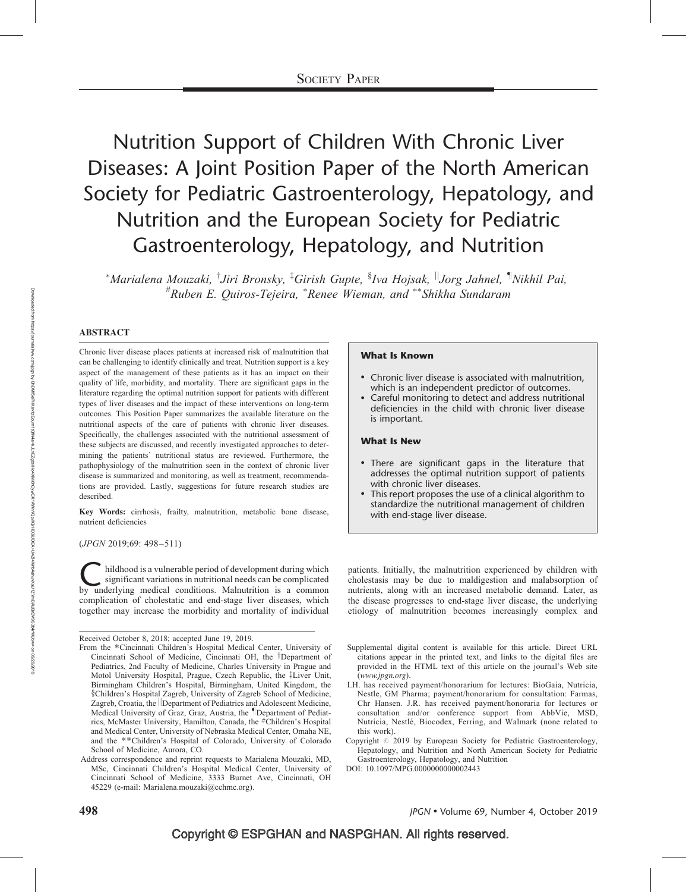Society Paper

# Nutrition Support of Children With Chronic Liver Diseases: A Joint Position Paper of the North American Society for Pediatric Gastroenterology, Hepatology, and Nutrition and the European Society for Pediatric Gastroenterology, Hepatology, and Nutrition

*Marialena Mouzaki, †Jiri Bronsky, ‡Girish Gupte, §Iva Hojsak, ||Jorg Jahnel, ¶Nikhil Pai, #Ruben E. Quiros-Tejeira, *Renee Wieman, and **Shikha Sundaram

## ABSTRACT

Chronic liver disease places patients at increased risk of malnutrition that can be challenging to identify clinically and treat. Nutrition support is a key aspect of the management of these patients as it has an impact on their quality of life, morbidity, and mortality. There are significant gaps in the literature regarding the optimal nutrition support for patients with different types of liver diseases and the impact of these interventions on long-term outcomes. This Position Paper summarizes the available literature on the nutritional aspects of the care of patients with chronic liver diseases. Specifically, the challenges associated with the nutritional assessment of these subjects are discussed, and recently investigated approaches to determining the patients' nutritional status are reviewed. Furthermore, the pathophysiology of the malnutrition seen in the context of chronic liver disease is summarized and monitoring, as well as treatment, recommendations are provided. Lastly, suggestions for future research studies are described.

**Key Words:** cirrhosis, frailty, malnutrition, metabolic bone disease, nutrient deficiencies

(*JPGN* 2019;69: 498–511)

**What Is Known**

- Chronic liver disease is associated with malnutrition, which is an independent predictor of outcomes.
- Careful monitoring to detect and address nutritional deficiencies in the child with chronic liver disease is important.

**What Is New**

- There are significant gaps in the literature that addresses the optimal nutrition support of patients with chronic liver diseases.
- This report proposes the use of a clinical algorithm to standardize the nutritional management of children with end-stage liver disease.

Childhood is a vulnerable period of development during which significant variations in nutritional needs can be complicated by underlying medical conditions. Malnutrition is a common complication of cholestatic and end-stage liver diseases, which together may increase the morbidity and mortality of individual patients. Initially, the malnutrition experienced by children with cholestasis may be due to maldigestion and malabsorption of nutrients, along with an increased metabolic demand. Later, as the disease progresses to end-stage liver disease, the underlying etiology of malnutrition becomes increasingly complex and

Received October 8, 2018; accepted June 19, 2019.

From the *Cincinnati Children's Hospital Medical Center, University of Cincinnati School of Medicine, Cincinnati OH, the †Department of Pediatrics, 2nd Faculty of Medicine, Charles University in Prague and Motol University Hospital, Prague, Czech Republic, the ‡Liver Unit, Birmingham Children's Hospital, Birmingham, United Kingdom, the §Children's Hospital Zagreb, University of Zagreb School of Medicine, Zagreb, Croatia, the ||Department of Pediatrics and Adolescent Medicine, Medical University of Graz, Graz, Austria, the ¶Department of Pediatrics, McMaster University, Hamilton, Canada, the #Children's Hospital and Medical Center, University of Nebraska Medical Center, Omaha NE, and the **Children's Hospital of Colorado, University of Colorado School of Medicine, Aurora, CO.

Address correspondence and reprint requests to Marialena Mouzaki, MD, MSc, Cincinnati Children's Hospital Medical Center, University of Cincinnati School of Medicine, 3333 Burnet Ave, Cincinnati, OH 45229 (e-mail: Marialena.mouzaki@cchmc.org).

Supplemental digital content is available for this article. Direct URL citations appear in the printed text, and links to the digital files are provided in the HTML text of this article on the journal's Web site (*www.jpgn.org*).

I.H. has received payment/honorarium for lectures: BioGaia, Nutricia, Nestle, GM Pharma; payment/honorarium for consultation: Farmas, Chr Hansen. J.R. has received payment/honoraria for lectures or consultation and/or conference support from AbbVie, MSD, Nutricia, Nestlé, Biocodex, Ferring, and Walmark (none related to this work).

Copyright © 2019 by European Society for Pediatric Gastroenterology, Hepatology, and Nutrition and North American Society for Pediatric Gastroenterology, Hepatology, and Nutrition

DOI: 10.1097/MPG.0000000000002443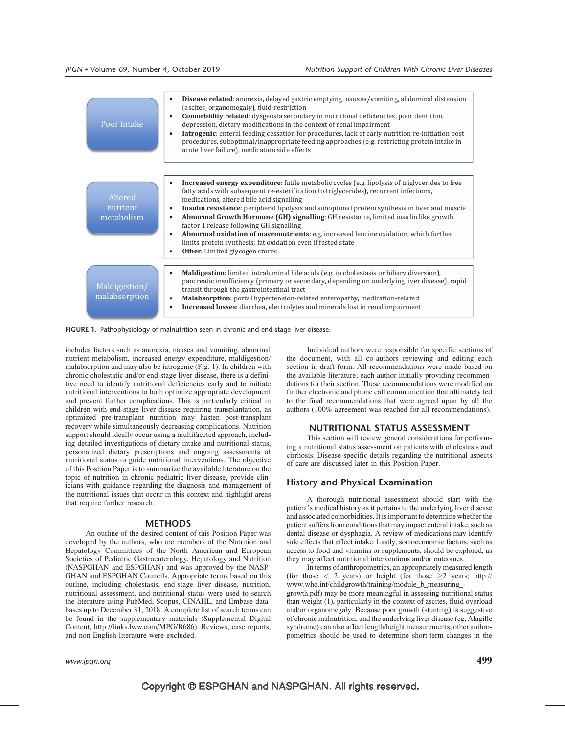| | |
|---|---|
| Poor intake | • **Disease related**: anorexia, delayed gastric emptying, nausea/vomiting, abdominal distension (ascites, organomegaly), fluid-restriction<br>• **Comorbidity related**: dysgeusia secondary to nutritional deficiencies, poor dentition, depression, dietary modifications in the context of renal impairment<br>• **Iatrogenic**: enteral feeding cessation for procedures, lack of early nutrition re-initiation post procedures, suboptimal/inappropriate feeding approaches (e.g. restricting protein intake in acute liver failure), medication side effects |
| Altered nutrient metabolism | • **Increased energy expenditure**: futile metabolic cycles (e.g. lipolysis of triglycerides to free fatty acids with subsequent re-esterification to triglycerides), recurrent infections, medications, altered bile acid signalling<br>• **Insulin resistance**: peripheral lipolysis and suboptimal protein synthesis in liver and muscle<br>• **Abnormal Growth Hormone (GH) signalling**: GH resistance, limited insulin like growth factor 1 release following GH signalling<br>• **Abnormal oxidation of macronutrients**: e.g. increased leucine oxidation, which further limits protein synthesis; fat oxidation even if fasted state<br>• **Other**: Limited glycogen stores |
| Maldigestion/ malabsorption | • **Maldigestion:** limited intraluminal bile acids (e.g. in cholestasis or biliary diversion), pancreatic insufficiency (primary or secondary, depending on underlying liver disease), rapid transit through the gastrointestinal tract<br>• **Malabsorption**: portal hypertension-related enteropathy, medication-related<br>• **Increased losses**: diarrhea, electrolytes and minerals lost in renal impairment |

**FIGURE 1.** Pathophysiology of malnutrition seen in chronic and end-stage liver disease.

includes factors such as anorexia, nausea and vomiting, abnormal nutrient metabolism, increased energy expenditure, maldigestion/malabsorption and may also be iatrogenic (Fig. 1). In children with chronic cholestatic and/or end-stage liver disease, there is a definitive need to identify nutritional deficiencies early and to initiate nutritional interventions to both optimize appropriate development and prevent further complications. This is particularly critical in children with end-stage liver disease requiring transplantation, as optimized pre-transplant nutrition may hasten post-transplant recovery while simultaneously decreasing complications. Nutrition support should ideally occur using a multifaceted approach, including detailed investigations of dietary intake and nutritional status, personalized dietary prescriptions and ongoing assessments of nutritional status to guide nutritional interventions. The objective of this Position Paper is to summarize the available literature on the topic of nutrition in chronic pediatric liver disease, provide clinicians with guidance regarding the diagnosis and management of the nutritional issues that occur in this context and highlight areas that require further research.

## METHODS

An outline of the desired content of this Position Paper was developed by the authors, who are members of the Nutrition and Hepatology Committees of the North American and European Societies of Pediatric Gastroenterology, Hepatology and Nutrition (NASPGHAN and ESPGHAN) and was approved by the NASPGHAN and ESPGHAN Councils. Appropriate terms based on this outline, including cholestasis, end-stage liver disease, nutrition, nutritional assessment, and nutritional status were used to search the literature using PubMed, Scopus, CINAHL, and Embase databases up to December 31, 2018. A complete list of search terms can be found in the supplementary materials (Supplemental Digital Content, http://links.lww.com/MPG/B686). Reviews, case reports, and non-English literature were excluded.

Individual authors were responsible for specific sections of the document, with all co-authors reviewing and editing each section in draft form. All recommendations were made based on the available literature; each author initially providing recommendations for their section. These recommendations were modified on further electronic and phone call communication that ultimately led to the final recommendations that were agreed upon by all the authors (100% agreement was reached for all recommendations).

## NUTRITIONAL STATUS ASSESSMENT

This section will review general considerations for performing a nutritional status assessment on patients with cholestasis and cirrhosis. Disease-specific details regarding the nutritional aspects of care are discussed later in this Position Paper.

### History and Physical Examination

A thorough nutritional assessment should start with the patient's medical history as it pertains to the underlying liver disease and associated comorbidities. It is important to determine whether the patient suffers from conditions that may impact enteral intake, such as dental disease or dysphagia. A review of medications may identify side effects that affect intake. Lastly, socioeconomic factors, such as access to food and vitamins or supplements, should be explored, as they may affect nutritional interventions and/or outcomes.

In terms of anthropometrics, an appropriately measured length (for those $<$ 2 years) or height (for those $\geq$2 years; http://www.who.int/childgrowth/training/module_b_measuring_growth.pdf) may be more meaningful in assessing nutritional status than weight (1), particularly in the context of ascites, fluid overload and/or organomegaly. Because poor growth (stunting) is suggestive of chronic malnutrition, and the underlying liver disease (eg, Alagille syndrome) can also affect length/height measurements, other anthropometrics should be used to determine short-term changes in the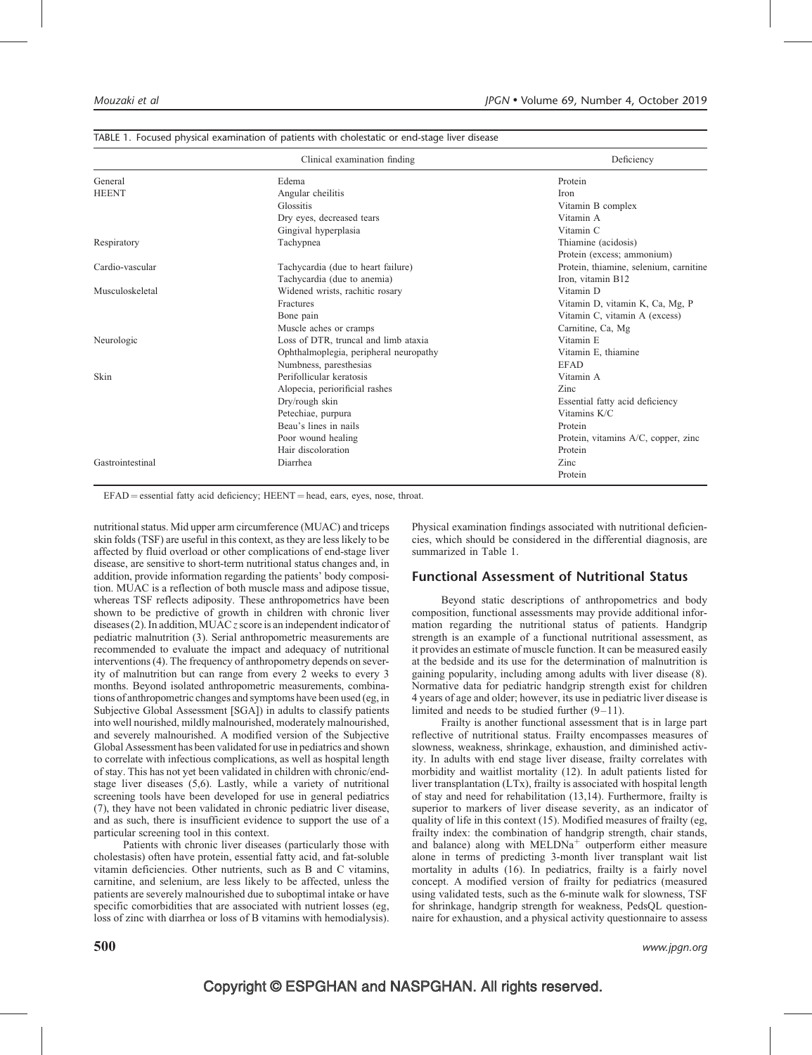TABLE 1. Focused physical examination of patients with cholestatic or end-stage liver disease

| | Clinical examination finding | Deficiency |
|---|---|---|
| General | Edema | Protein |
| HEENT | Angular cheilitis | Iron |
| | Glossitis | Vitamin B complex |
| | Dry eyes, decreased tears | Vitamin A |
| | Gingival hyperplasia | Vitamin C |
| Respiratory | Tachypnea | Thiamine (acidosis) |
| | | Protein (excess; ammonium) |
| Cardio-vascular | Tachycardia (due to heart failure) | Protein, thiamine, selenium, carnitine |
| | Tachycardia (due to anemia) | Iron, vitamin B12 |
| Musculoskeletal | Widened wrists, rachitic rosary | Vitamin D |
| | Fractures | Vitamin D, vitamin K, Ca, Mg, P |
| | Bone pain | Vitamin C, vitamin A (excess) |
| | Muscle aches or cramps | Carnitine, Ca, Mg |
| Neurologic | Loss of DTR, truncal and limb ataxia | Vitamin E |
| | Ophthalmoplegia, peripheral neuropathy | Vitamin E, thiamine |
| | Numbness, paresthesias | EFAD |
| Skin | Perifollicular keratosis | Vitamin A |
| | Alopecia, periorificial rashes | Zinc |
| | Dry/rough skin | Essential fatty acid deficiency |
| | Petechiae, purpura | Vitamins K/C |
| | Beau's lines in nails | Protein |
| | Poor wound healing | Protein, vitamins A/C, copper, zinc |
| | Hair discoloration | Protein |
| Gastrointestinal | Diarrhea | Zinc |
| | | Protein |

EFAD = essential fatty acid deficiency; HEENT = head, ears, eyes, nose, throat.

nutritional status. Mid upper arm circumference (MUAC) and triceps skin folds (TSF) are useful in this context, as they are less likely to be affected by fluid overload or other complications of end-stage liver disease, are sensitive to short-term nutritional status changes and, in addition, provide information regarding the patients' body composition. MUAC is a reflection of both muscle mass and adipose tissue, whereas TSF reflects adiposity. These anthropometrics have been shown to be predictive of growth in children with chronic liver diseases (2). In addition, MUAC *z* score is an independent indicator of pediatric malnutrition (3). Serial anthropometric measurements are recommended to evaluate the impact and adequacy of nutritional interventions (4). The frequency of anthropometry depends on severity of malnutrition but can range from every 2 weeks to every 3 months. Beyond isolated anthropometric measurements, combinations of anthropometric changes and symptoms have been used (eg, in Subjective Global Assessment [SGA]) in adults to classify patients into well nourished, mildly malnourished, moderately malnourished, and severely malnourished. A modified version of the Subjective Global Assessment has been validated for use in pediatrics and shown to correlate with infectious complications, as well as hospital length of stay. This has not yet been validated in children with chronic/end-stage liver diseases (5,6). Lastly, while a variety of nutritional screening tools have been developed for use in general pediatrics (7), they have not been validated in chronic pediatric liver disease, and as such, there is insufficient evidence to support the use of a particular screening tool in this context.

Patients with chronic liver diseases (particularly those with cholestasis) often have protein, essential fatty acid, and fat-soluble vitamin deficiencies. Other nutrients, such as B and C vitamins, carnitine, and selenium, are less likely to be affected, unless the patients are severely malnourished due to suboptimal intake or have specific comorbidities that are associated with nutrient losses (eg, loss of zinc with diarrhea or loss of B vitamins with hemodialysis). Physical examination findings associated with nutritional deficiencies, which should be considered in the differential diagnosis, are summarized in Table 1.

## Functional Assessment of Nutritional Status

Beyond static descriptions of anthropometrics and body composition, functional assessments may provide additional information regarding the nutritional status of patients. Handgrip strength is an example of a functional nutritional assessment, as it provides an estimate of muscle function. It can be measured easily at the bedside and its use for the determination of malnutrition is gaining popularity, including among adults with liver disease (8). Normative data for pediatric handgrip strength exist for children 4 years of age and older; however, its use in pediatric liver disease is limited and needs to be studied further (9–11).

Frailty is another functional assessment that is in large part reflective of nutritional status. Frailty encompasses measures of slowness, weakness, shrinkage, exhaustion, and diminished activity. In adults with end stage liver disease, frailty correlates with morbidity and waitlist mortality (12). In adult patients listed for liver transplantation (LTx), frailty is associated with hospital length of stay and need for rehabilitation (13,14). Furthermore, frailty is superior to markers of liver disease severity, as an indicator of quality of life in this context (15). Modified measures of frailty (eg, frailty index: the combination of handgrip strength, chair stands, and balance) along with $MELDNa^{+}$ outperform either measure alone in terms of predicting 3-month liver transplant wait list mortality in adults (16). In pediatrics, frailty is a fairly novel concept. A modified version of frailty for pediatrics (measured using validated tests, such as the 6-minute walk for slowness, TSF for shrinkage, handgrip strength for weakness, PedsQL questionnaire for exhaustion, and a physical activity questionnaire to assess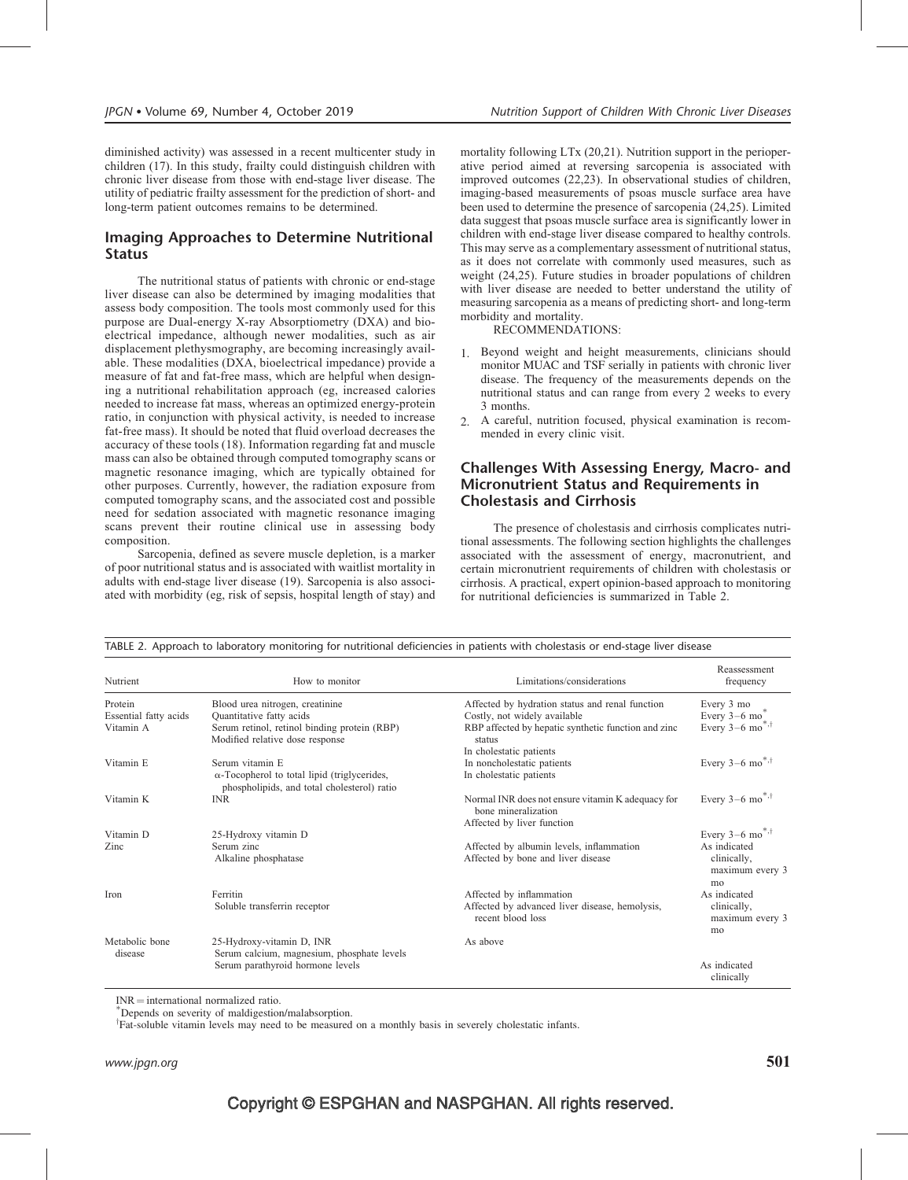diminished activity) was assessed in a recent multicenter study in children (17). In this study, frailty could distinguish children with chronic liver disease from those with end-stage liver disease. The utility of pediatric frailty assessment for the prediction of short- and long-term patient outcomes remains to be determined.

## Imaging Approaches to Determine Nutritional Status

The nutritional status of patients with chronic or end-stage liver disease can also be determined by imaging modalities that assess body composition. The tools most commonly used for this purpose are Dual-energy X-ray Absorptiometry (DXA) and bioelectrical impedance, although newer modalities, such as air displacement plethysmography, are becoming increasingly available. These modalities (DXA, bioelectrical impedance) provide a measure of fat and fat-free mass, which are helpful when designing a nutritional rehabilitation approach (eg, increased calories needed to increase fat mass, whereas an optimized energy-protein ratio, in conjunction with physical activity, is needed to increase fat-free mass). It should be noted that fluid overload decreases the accuracy of these tools (18). Information regarding fat and muscle mass can also be obtained through computed tomography scans or magnetic resonance imaging, which are typically obtained for other purposes. Currently, however, the radiation exposure from computed tomography scans, and the associated cost and possible need for sedation associated with magnetic resonance imaging scans prevent their routine clinical use in assessing body composition.

Sarcopenia, defined as severe muscle depletion, is a marker of poor nutritional status and is associated with waitlist mortality in adults with end-stage liver disease (19). Sarcopenia is also associated with morbidity (eg, risk of sepsis, hospital length of stay) and mortality following LTx (20,21). Nutrition support in the perioperative period aimed at reversing sarcopenia is associated with improved outcomes (22,23). In observational studies of children, imaging-based measurements of psoas muscle surface area have been used to determine the presence of sarcopenia (24,25). Limited data suggest that psoas muscle surface area is significantly lower in children with end-stage liver disease compared to healthy controls. This may serve as a complementary assessment of nutritional status, as it does not correlate with commonly used measures, such as weight (24,25). Future studies in broader populations of children with liver disease are needed to better understand the utility of measuring sarcopenia as a means of predicting short- and long-term morbidity and mortality.

RECOMMENDATIONS:

1. Beyond weight and height measurements, clinicians should monitor MUAC and TSF serially in patients with chronic liver disease. The frequency of the measurements depends on the nutritional status and can range from every 2 weeks to every 3 months.
2. A careful, nutrition focused, physical examination is recommended in every clinic visit.

## Challenges With Assessing Energy, Macro- and Micronutrient Status and Requirements in Cholestasis and Cirrhosis

The presence of cholestasis and cirrhosis complicates nutritional assessments. The following section highlights the challenges associated with the assessment of energy, macronutrient, and certain micronutrient requirements of children with cholestasis or cirrhosis. A practical, expert opinion-based approach to monitoring for nutritional deficiencies is summarized in Table 2.

TABLE 2. Approach to laboratory monitoring for nutritional deficiencies in patients with cholestasis or end-stage liver disease

| Nutrient | How to monitor | Limitations/considerations | Reassessment frequency |
|---|---|---|---|
| Protein | Blood urea nitrogen, creatinine | Affected by hydration status and renal function | Every 3 mo |
| Essential fatty acids | Quantitative fatty acids | Costly, not widely available | Every 3–6 mo* |
| Vitamin A | Serum retinol, retinol binding protein (RBP) | RBP affected by hepatic synthetic function and zinc status | Every 3–6 mo*,† |
| | Modified relative dose response | In cholestatic patients | |
| Vitamin E | Serum vitamin E | In noncholestatic patients | Every 3–6 mo*,† |
| | α-Tocopherol to total lipid (triglycerides, phospholipids, and total cholesterol) ratio | In cholestatic patients | |
| Vitamin K | INR | Normal INR does not ensure vitamin K adequacy for bone mineralization | Every 3–6 mo*,† |
| | | Affected by liver function | |
| Vitamin D | 25-Hydroxy vitamin D | | Every 3–6 mo*,† |
| Zinc | Serum zinc | Affected by albumin levels, inflammation | As indicated clinically, maximum every 3 mo |
| | Alkaline phosphatase | Affected by bone and liver disease | |
| Iron | Ferritin | Affected by inflammation | As indicated clinically, maximum every 3 mo |
| | Soluble transferrin receptor | Affected by advanced liver disease, hemolysis, recent blood loss | |
| Metabolic bone disease | 25-Hydroxy-vitamin D, INR | As above | |
| | Serum calcium, magnesium, phosphate levels | | |
| | Serum parathyroid hormone levels | | As indicated clinically |

INR = international normalized ratio.

*Depends on severity of maldigestion/malabsorption.

†Fat-soluble vitamin levels may need to be measured on a monthly basis in severely cholestatic infants.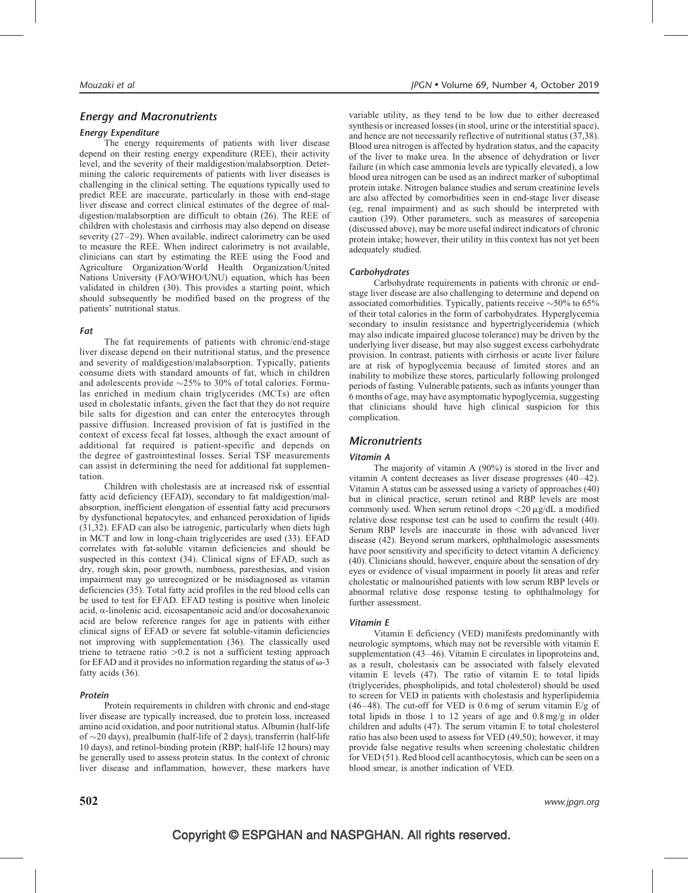## Energy and Macronutrients

### Energy Expenditure

The energy requirements of patients with liver disease depend on their resting energy expenditure (REE), their activity level, and the severity of their maldigestion/malabsorption. Determining the caloric requirements of patients with liver diseases is challenging in the clinical setting. The equations typically used to predict REE are inaccurate, particularly in those with end-stage liver disease and correct clinical estimates of the degree of maldigestion/malabsorption are difficult to obtain (26). The REE of children with cholestasis and cirrhosis may also depend on disease severity (27–29). When available, indirect calorimetry can be used to measure the REE. When indirect calorimetry is not available, clinicians can start by estimating the REE using the Food and Agriculture Organization/World Health Organization/United Nations University (FAO/WHO/UNU) equation, which has been validated in children (30). This provides a starting point, which should subsequently be modified based on the progress of the patients' nutritional status.

### Fat

The fat requirements of patients with chronic/end-stage liver disease depend on their nutritional status, and the presence and severity of maldigestion/malabsorption. Typically, patients consume diets with standard amounts of fat, which in children and adolescents provide ~25% to 30% of total calories. Formulas enriched in medium chain triglycerides (MCTs) are often used in cholestatic infants, given the fact that they do not require bile salts for digestion and can enter the enterocytes through passive diffusion. Increased provision of fat is justified in the context of excess fecal fat losses, although the exact amount of additional fat required is patient-specific and depends on the degree of gastrointestinal losses. Serial TSF measurements can assist in determining the need for additional fat supplementation.

Children with cholestasis are at increased risk of essential fatty acid deficiency (EFAD), secondary to fat maldigestion/malabsorption, inefficient elongation of essential fatty acid precursors by dysfunctional hepatocytes, and enhanced peroxidation of lipids (31,32). EFAD can also be iatrogenic, particularly when diets high in MCT and low in long-chain triglycerides are used (33). EFAD correlates with fat-soluble vitamin deficiencies and should be suspected in this context (34). Clinical signs of EFAD, such as dry, rough skin, poor growth, numbness, paresthesias, and vision impairment may go unrecognized or be misdiagnosed as vitamin deficiencies (35). Total fatty acid profiles in the red blood cells can be used to test for EFAD. EFAD testing is positive when linoleic acid, α-linolenic acid, eicosapentanoic acid and/or docosahexanoic acid are below reference ranges for age in patients with either clinical signs of EFAD or severe fat soluble-vitamin deficiencies not improving with supplementation (36). The classically used triene to tetraene ratio >0.2 is not a sufficient testing approach for EFAD and it provides no information regarding the status of ω-3 fatty acids (36).

### Protein

Protein requirements in children with chronic and end-stage liver disease are typically increased, due to protein loss, increased amino acid oxidation, and poor nutritional status. Albumin (half-life of ~20 days), prealbumin (half-life of 2 days), transferrin (half-life 10 days), and retinol-binding protein (RBP; half-life 12 hours) may be generally used to assess protein status. In the context of chronic liver disease and inflammation, however, these markers have variable utility, as they tend to be low due to either decreased synthesis or increased losses (in stool, urine or the interstitial space), and hence are not necessarily reflective of nutritional status (37,38). Blood urea nitrogen is affected by hydration status, and the capacity of the liver to make urea. In the absence of dehydration or liver failure (in which case ammonia levels are typically elevated), a low blood urea nitrogen can be used as an indirect marker of suboptimal protein intake. Nitrogen balance studies and serum creatinine levels are also affected by comorbidities seen in end-stage liver disease (eg, renal impairment) and as such should be interpreted with caution (39). Other parameters, such as measures of sarcopenia (discussed above), may be more useful indirect indicators of chronic protein intake; however, their utility in this context has not yet been adequately studied.

### Carbohydrates

Carbohydrate requirements in patients with chronic or end-stage liver disease are also challenging to determine and depend on associated comorbidities. Typically, patients receive ~50% to 65% of their total calories in the form of carbohydrates. Hyperglycemia secondary to insulin resistance and hypertriglyceridemia (which may also indicate impaired glucose tolerance) may be driven by the underlying liver disease, but may also suggest excess carbohydrate provision. In contrast, patients with cirrhosis or acute liver failure are at risk of hypoglycemia because of limited stores and an inability to mobilize these stores, particularly following prolonged periods of fasting. Vulnerable patients, such as infants younger than 6 months of age, may have asymptomatic hypoglycemia, suggesting that clinicians should have high clinical suspicion for this complication.

## Micronutrients

### Vitamin A

The majority of vitamin A (90%) is stored in the liver and vitamin A content decreases as liver disease progresses (40–42). Vitamin A status can be assessed using a variety of approaches (40) but in clinical practice, serum retinol and RBP levels are most commonly used. When serum retinol drops <20 μg/dL a modified relative dose response test can be used to confirm the result (40). Serum RBP levels are inaccurate in those with advanced liver disease (42). Beyond serum markers, ophthalmologic assessments have poor sensitivity and specificity to detect vitamin A deficiency (40). Clinicians should, however, enquire about the sensation of dry eyes or evidence of visual impairment in poorly lit areas and refer cholestatic or malnourished patients with low serum RBP levels or abnormal relative dose response testing to ophthalmology for further assessment.

### Vitamin E

Vitamin E deficiency (VED) manifests predominantly with neurologic symptoms, which may not be reversible with vitamin E supplementation (43–46). Vitamin E circulates in lipoproteins and, as a result, cholestasis can be associated with falsely elevated vitamin E levels (47). The ratio of vitamin E to total lipids (triglycerides, phospholipids, and total cholesterol) should be used to screen for VED in patients with cholestasis and hyperlipidemia (46–48). The cut-off for VED is 0.6 mg of serum vitamin E/g of total lipids in those 1 to 12 years of age and 0.8 mg/g in older children and adults (47). The serum vitamin E to total cholesterol ratio has also been used to assess for VED (49,50); however, it may provide false negative results when screening cholestatic children for VED (51). Red blood cell acanthocytosis, which can be seen on a blood smear, is another indication of VED.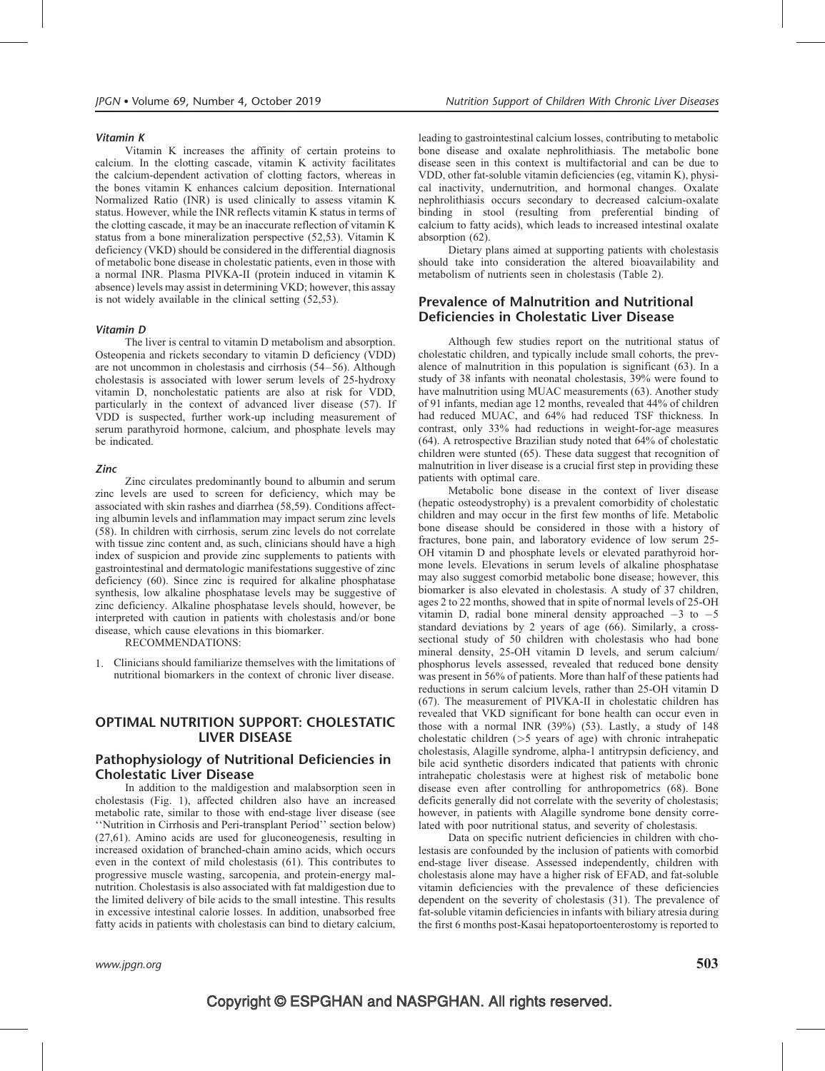#### Vitamin K

Vitamin K increases the affinity of certain proteins to calcium. In the clotting cascade, vitamin K activity facilitates the calcium-dependent activation of clotting factors, whereas in the bones vitamin K enhances calcium deposition. International Normalized Ratio (INR) is used clinically to assess vitamin K status. However, while the INR reflects vitamin K status in terms of the clotting cascade, it may be an inaccurate reflection of vitamin K status from a bone mineralization perspective (52,53). Vitamin K deficiency (VKD) should be considered in the differential diagnosis of metabolic bone disease in cholestatic patients, even in those with a normal INR. Plasma PIVKA-II (protein induced in vitamin K absence) levels may assist in determining VKD; however, this assay is not widely available in the clinical setting (52,53).

#### Vitamin D

The liver is central to vitamin D metabolism and absorption. Osteopenia and rickets secondary to vitamin D deficiency (VDD) are not uncommon in cholestasis and cirrhosis (54–56). Although cholestasis is associated with lower serum levels of 25-hydroxy vitamin D, noncholestatic patients are also at risk for VDD, particularly in the context of advanced liver disease (57). If VDD is suspected, further work-up including measurement of serum parathyroid hormone, calcium, and phosphate levels may be indicated.

#### Zinc

Zinc circulates predominantly bound to albumin and serum zinc levels are used to screen for deficiency, which may be associated with skin rashes and diarrhea (58,59). Conditions affecting albumin levels and inflammation may impact serum zinc levels (58). In children with cirrhosis, serum zinc levels do not correlate with tissue zinc content and, as such, clinicians should have a high index of suspicion and provide zinc supplements to patients with gastrointestinal and dermatologic manifestations suggestive of zinc deficiency (60). Since zinc is required for alkaline phosphatase synthesis, low alkaline phosphatase levels may be suggestive of zinc deficiency. Alkaline phosphatase levels should, however, be interpreted with caution in patients with cholestasis and/or bone disease, which cause elevations in this biomarker.

RECOMMENDATIONS:

1. Clinicians should familiarize themselves with the limitations of nutritional biomarkers in the context of chronic liver disease.

## OPTIMAL NUTRITION SUPPORT: CHOLESTATIC LIVER DISEASE

### Pathophysiology of Nutritional Deficiencies in Cholestatic Liver Disease

In addition to the maldigestion and malabsorption seen in cholestasis (Fig. 1), affected children also have an increased metabolic rate, similar to those with end-stage liver disease (see ''Nutrition in Cirrhosis and Peri-transplant Period'' section below) (27,61). Amino acids are used for gluconeogenesis, resulting in increased oxidation of branched-chain amino acids, which occurs even in the context of mild cholestasis (61). This contributes to progressive muscle wasting, sarcopenia, and protein-energy malnutrition. Cholestasis is also associated with fat maldigestion due to the limited delivery of bile acids to the small intestine. This results in excessive intestinal calorie losses. In addition, unabsorbed free fatty acids in patients with cholestasis can bind to dietary calcium, leading to gastrointestinal calcium losses, contributing to metabolic bone disease and oxalate nephrolithiasis. The metabolic bone disease seen in this context is multifactorial and can be due to VDD, other fat-soluble vitamin deficiencies (eg, vitamin K), physical inactivity, undernutrition, and hormonal changes. Oxalate nephrolithiasis occurs secondary to decreased calcium-oxalate binding in stool (resulting from preferential binding of calcium to fatty acids), which leads to increased intestinal oxalate absorption (62).

Dietary plans aimed at supporting patients with cholestasis should take into consideration the altered bioavailability and metabolism of nutrients seen in cholestasis (Table 2).

### Prevalence of Malnutrition and Nutritional Deficiencies in Cholestatic Liver Disease

Although few studies report on the nutritional status of cholestatic children, and typically include small cohorts, the prevalence of malnutrition in this population is significant (63). In a study of 38 infants with neonatal cholestasis, 39% were found to have malnutrition using MUAC measurements (63). Another study of 91 infants, median age 12 months, revealed that 44% of children had reduced MUAC, and 64% had reduced TSF thickness. In contrast, only 33% had reductions in weight-for-age measures (64). A retrospective Brazilian study noted that 64% of cholestatic children were stunted (65). These data suggest that recognition of malnutrition in liver disease is a crucial first step in providing these patients with optimal care.

Metabolic bone disease in the context of liver disease (hepatic osteodystrophy) is a prevalent comorbidity of cholestatic children and may occur in the first few months of life. Metabolic bone disease should be considered in those with a history of fractures, bone pain, and laboratory evidence of low serum 25-OH vitamin D and phosphate levels or elevated parathyroid hormone levels. Elevations in serum levels of alkaline phosphatase may also suggest comorbid metabolic bone disease; however, this biomarker is also elevated in cholestasis. A study of 37 children, ages 2 to 22 months, showed that in spite of normal levels of 25-OH vitamin D, radial bone mineral density approached −3 to −5 standard deviations by 2 years of age (66). Similarly, a cross-sectional study of 50 children with cholestasis who had bone mineral density, 25-OH vitamin D levels, and serum calcium/phosphorus levels assessed, revealed that reduced bone density was present in 56% of patients. More than half of these patients had reductions in serum calcium levels, rather than 25-OH vitamin D (67). The measurement of PIVKA-II in cholestatic children has revealed that VKD significant for bone health can occur even in those with a normal INR (39%) (53). Lastly, a study of 148 cholestatic children (>5 years of age) with chronic intrahepatic cholestasis, Alagille syndrome, alpha-1 antitrypsin deficiency, and bile acid synthetic disorders indicated that patients with chronic intrahepatic cholestasis were at highest risk of metabolic bone disease even after controlling for anthropometrics (68). Bone deficits generally did not correlate with the severity of cholestasis; however, in patients with Alagille syndrome bone density correlated with poor nutritional status, and severity of cholestasis.

Data on specific nutrient deficiencies in children with cholestasis are confounded by the inclusion of patients with comorbid end-stage liver disease. Assessed independently, children with cholestasis alone may have a higher risk of EFAD, and fat-soluble vitamin deficiencies with the prevalence of these deficiencies dependent on the severity of cholestasis (31). The prevalence of fat-soluble vitamin deficiencies in infants with biliary atresia during the first 6 months post-Kasai hepatoportoenterostomy is reported to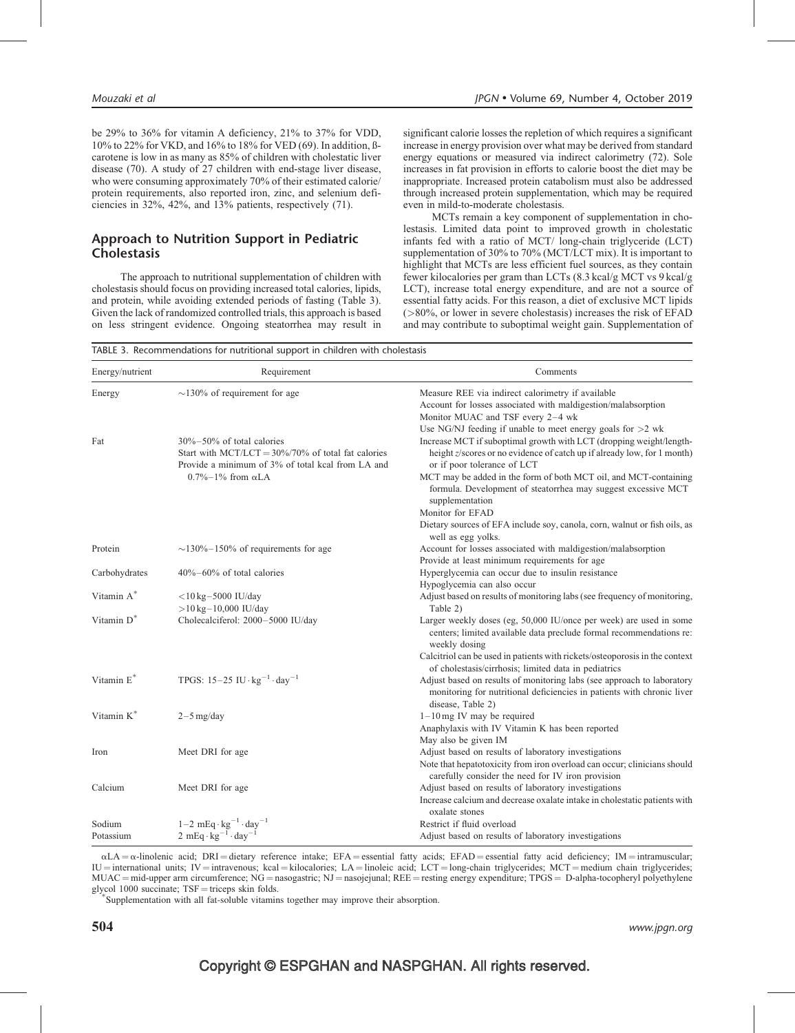be 29% to 36% for vitamin A deficiency, 21% to 37% for VDD, 10% to 22% for VKD, and 16% to 18% for VED (69). In addition, ß-carotene is low in as many as 85% of children with cholestatic liver disease (70). A study of 27 children with end-stage liver disease, who were consuming approximately 70% of their estimated calorie/protein requirements, also reported iron, zinc, and selenium deficiencies in 32%, 42%, and 13% patients, respectively (71).

## Approach to Nutrition Support in Pediatric Cholestasis

The approach to nutritional supplementation of children with cholestasis should focus on providing increased total calories, lipids, and protein, while avoiding extended periods of fasting (Table 3). Given the lack of randomized controlled trials, this approach is based on less stringent evidence. Ongoing steatorrhea may result in significant calorie losses the repletion of which requires a significant increase in energy provision over what may be derived from standard energy equations or measured via indirect calorimetry (72). Sole increases in fat provision in efforts to calorie boost the diet may be inappropriate. Increased protein catabolism must also be addressed through increased protein supplementation, which may be required even in mild-to-moderate cholestasis.

MCTs remain a key component of supplementation in cholestasis. Limited data point to improved growth in cholestatic infants fed with a ratio of MCT/ long-chain triglyceride (LCT) supplementation of 30% to 70% (MCT/LCT mix). It is important to highlight that MCTs are less efficient fuel sources, as they contain fewer kilocalories per gram than LCTs (8.3 kcal/g MCT vs 9 kcal/g LCT), increase total energy expenditure, and are not a source of essential fatty acids. For this reason, a diet of exclusive MCT lipids (>80%, or lower in severe cholestasis) increases the risk of EFAD and may contribute to suboptimal weight gain. Supplementation of

TABLE 3. Recommendations for nutritional support in children with cholestasis

| Energy/nutrient | Requirement | Comments |
|---|---|---|
| Energy | ~130% of requirement for age | Measure REE via indirect calorimetry if available<br>Account for losses associated with maldigestion/malabsorption<br>Monitor MUAC and TSF every 2–4 wk<br>Use NG/NJ feeding if unable to meet energy goals for >2 wk |
| Fat | 30%–50% of total calories<br>Start with MCT/LCT = 30%/70% of total fat calories<br>Provide a minimum of 3% of total kcal from LA and 0.7%–1% from αLA | Increase MCT if suboptimal growth with LCT (dropping weight/length-height *z*/scores or no evidence of catch up if already low, for 1 month) or if poor tolerance of LCT<br>MCT may be added in the form of both MCT oil, and MCT-containing formula. Development of steatorrhea may suggest excessive MCT supplementation<br>Monitor for EFAD<br>Dietary sources of EFA include soy, canola, corn, walnut or fish oils, as well as egg yolks. |
| Protein | ~130%–150% of requirements for age | Account for losses associated with maldigestion/malabsorption<br>Provide at least minimum requirements for age |
| Carbohydrates | 40%–60% of total calories | Hyperglycemia can occur due to insulin resistance<br>Hypoglycemia can also occur |
| Vitamin A* | <10 kg–5000 IU/day<br>>10 kg–10,000 IU/day | Adjust based on results of monitoring labs (see frequency of monitoring, Table 2) |
| Vitamin D* | Cholecalciferol: 2000–5000 IU/day | Larger weekly doses (eg, 50,000 IU/once per week) are used in some centers; limited available data preclude formal recommendations re: weekly dosing<br>Calcitriol can be used in patients with rickets/osteoporosis in the context of cholestasis/cirrhosis; limited data in pediatrics |
| Vitamin E* | TPGS: 15–25 $IU \cdot kg^{-1} \cdot day^{-1}$ | Adjust based on results of monitoring labs (see approach to laboratory monitoring for nutritional deficiencies in patients with chronic liver disease, Table 2) |
| Vitamin K* | 2–5 mg/day | 1–10 mg IV may be required<br>Anaphylaxis with IV Vitamin K has been reported<br>May also be given IM |
| Iron | Meet DRI for age | Adjust based on results of laboratory investigations<br>Note that hepatotoxicity from iron overload can occur; clinicians should carefully consider the need for IV iron provision |
| Calcium | Meet DRI for age | Adjust based on results of laboratory investigations<br>Increase calcium and decrease oxalate intake in cholestatic patients with oxalate stones |
| Sodium | 1–2 $mEq \cdot kg^{-1} \cdot day^{-1}$ | Restrict if fluid overload |
| Potassium | 2 $mEq \cdot kg^{-1} \cdot day^{-1}$ | Adjust based on results of laboratory investigations |

αLA = α-linolenic acid; DRI = dietary reference intake; EFA = essential fatty acids; EFAD = essential fatty acid deficiency; IM = intramuscular; IU = international units; IV = intravenous; kcal = kilocalories; LA = linoleic acid; LCT = long-chain triglycerides; MCT = medium chain triglycerides; MUAC = mid-upper arm circumference; NG = nasogastric; NJ = nasojejunal; REE = resting energy expenditure; TPGS = D-alpha-tocopheryl polyethylene glycol 1000 succinate; TSF = triceps skin folds.

*Supplementation with all fat-soluble vitamins together may improve their absorption.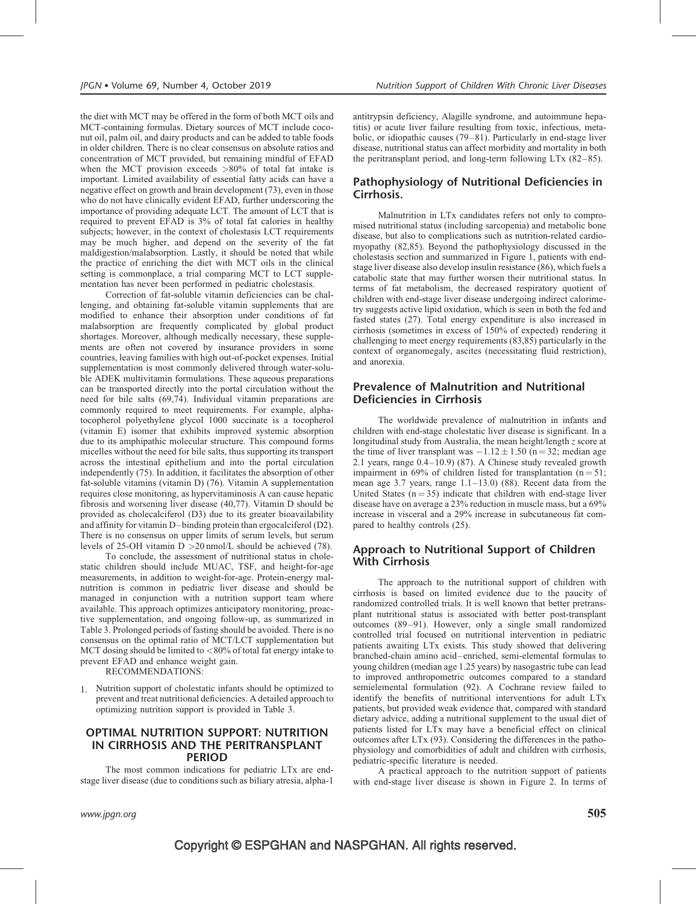the diet with MCT may be offered in the form of both MCT oils and MCT-containing formulas. Dietary sources of MCT include coconut oil, palm oil, and dairy products and can be added to table foods in older children. There is no clear consensus on absolute ratios and concentration of MCT provided, but remaining mindful of EFAD when the MCT provision exceeds >80% of total fat intake is important. Limited availability of essential fatty acids can have a negative effect on growth and brain development (73), even in those who do not have clinically evident EFAD, further underscoring the importance of providing adequate LCT. The amount of LCT that is required to prevent EFAD is 3% of total fat calories in healthy subjects; however, in the context of cholestasis LCT requirements may be much higher, and depend on the severity of the fat maldigestion/malabsorption. Lastly, it should be noted that while the practice of enriching the diet with MCT oils in the clinical setting is commonplace, a trial comparing MCT to LCT supplementation has never been performed in pediatric cholestasis.

Correction of fat-soluble vitamin deficiencies can be challenging, and obtaining fat-soluble vitamin supplements that are modified to enhance their absorption under conditions of fat malabsorption are frequently complicated by global product shortages. Moreover, although medically necessary, these supplements are often not covered by insurance providers in some countries, leaving families with high out-of-pocket expenses. Initial supplementation is most commonly delivered through water-soluble ADEK multivitamin formulations. These aqueous preparations can be transported directly into the portal circulation without the need for bile salts (69,74). Individual vitamin preparations are commonly required to meet requirements. For example, alpha-tocopherol polyethylene glycol 1000 succinate is a tocopherol (vitamin E) isomer that exhibits improved systemic absorption due to its amphipathic molecular structure. This compound forms micelles without the need for bile salts, thus supporting its transport across the intestinal epithelium and into the portal circulation independently (75). In addition, it facilitates the absorption of other fat-soluble vitamins (vitamin D) (76). Vitamin A supplementation requires close monitoring, as hypervitaminosis A can cause hepatic fibrosis and worsening liver disease (40,77). Vitamin D should be provided as cholecalciferol (D3) due to its greater bioavailability and affinity for vitamin D–binding protein than ergocalciferol (D2). There is no consensus on upper limits of serum levels, but serum levels of 25-OH vitamin D >20 nmol/L should be achieved (78).

To conclude, the assessment of nutritional status in cholestatic children should include MUAC, TSF, and height-for-age measurements, in addition to weight-for-age. Protein-energy malnutrition is common in pediatric liver disease and should be managed in conjunction with a nutrition support team where available. This approach optimizes anticipatory monitoring, proactive supplementation, and ongoing follow-up, as summarized in Table 3. Prolonged periods of fasting should be avoided. There is no consensus on the optimal ratio of MCT/LCT supplementation but MCT dosing should be limited to <80% of total fat energy intake to prevent EFAD and enhance weight gain.

RECOMMENDATIONS:

1. Nutrition support of cholestatic infants should be optimized to prevent and treat nutritional deficiencies. A detailed approach to optimizing nutrition support is provided in Table 3.

## OPTIMAL NUTRITION SUPPORT: NUTRITION IN CIRRHOSIS AND THE PERITRANSPLANT PERIOD

The most common indications for pediatric LTx are end-stage liver disease (due to conditions such as biliary atresia, alpha-1 antitrypsin deficiency, Alagille syndrome, and autoimmune hepatitis) or acute liver failure resulting from toxic, infectious, metabolic, or idiopathic causes (79–81). Particularly in end-stage liver disease, nutritional status can affect morbidity and mortality in both the peritransplant period, and long-term following LTx (82–85).

### Pathophysiology of Nutritional Deficiencies in Cirrhosis.

Malnutrition in LTx candidates refers not only to compromised nutritional status (including sarcopenia) and metabolic bone disease, but also to complications such as nutrition-related cardiomyopathy (82,85). Beyond the pathophysiology discussed in the cholestasis section and summarized in Figure 1, patients with end-stage liver disease also develop insulin resistance (86), which fuels a catabolic state that may further worsen their nutritional status. In terms of fat metabolism, the decreased respiratory quotient of children with end-stage liver disease undergoing indirect calorimetry suggests active lipid oxidation, which is seen in both the fed and fasted states (27). Total energy expenditure is also increased in cirrhosis (sometimes in excess of 150% of expected) rendering it challenging to meet energy requirements (83,85) particularly in the context of organomegaly, ascites (necessitating fluid restriction), and anorexia.

### Prevalence of Malnutrition and Nutritional Deficiencies in Cirrhosis

The worldwide prevalence of malnutrition in infants and children with end-stage cholestatic liver disease is significant. In a longitudinal study from Australia, the mean height/length $z$ score at the time of liver transplant was $-1.12 \pm 1.50$ (n = 32; median age 2.1 years, range 0.4–10.9) (87). A Chinese study revealed growth impairment in 69% of children listed for transplantation (n = 51; mean age 3.7 years, range 1.1–13.0) (88). Recent data from the United States (n = 35) indicate that children with end-stage liver disease have on average a 23% reduction in muscle mass, but a 69% increase in visceral and a 29% increase in subcutaneous fat compared to healthy controls (25).

### Approach to Nutritional Support of Children With Cirrhosis

The approach to the nutritional support of children with cirrhosis is based on limited evidence due to the paucity of randomized controlled trials. It is well known that better pretransplant nutritional status is associated with better post-transplant outcomes (89–91). However, only a single small randomized controlled trial focused on nutritional intervention in pediatric patients awaiting LTx exists. This study showed that delivering branched-chain amino acid–enriched, semi-elemental formulas to young children (median age 1.25 years) by nasogastric tube can lead to improved anthropometric outcomes compared to a standard semielemental formulation (92). A Cochrane review failed to identify the benefits of nutritional interventions for adult LTx patients, but provided weak evidence that, compared with standard dietary advice, adding a nutritional supplement to the usual diet of patients listed for LTx may have a beneficial effect on clinical outcomes after LTx (93). Considering the differences in the pathophysiology and comorbidities of adult and children with cirrhosis, pediatric-specific literature is needed.

A practical approach to the nutrition support of patients with end-stage liver disease is shown in Figure 2. In terms of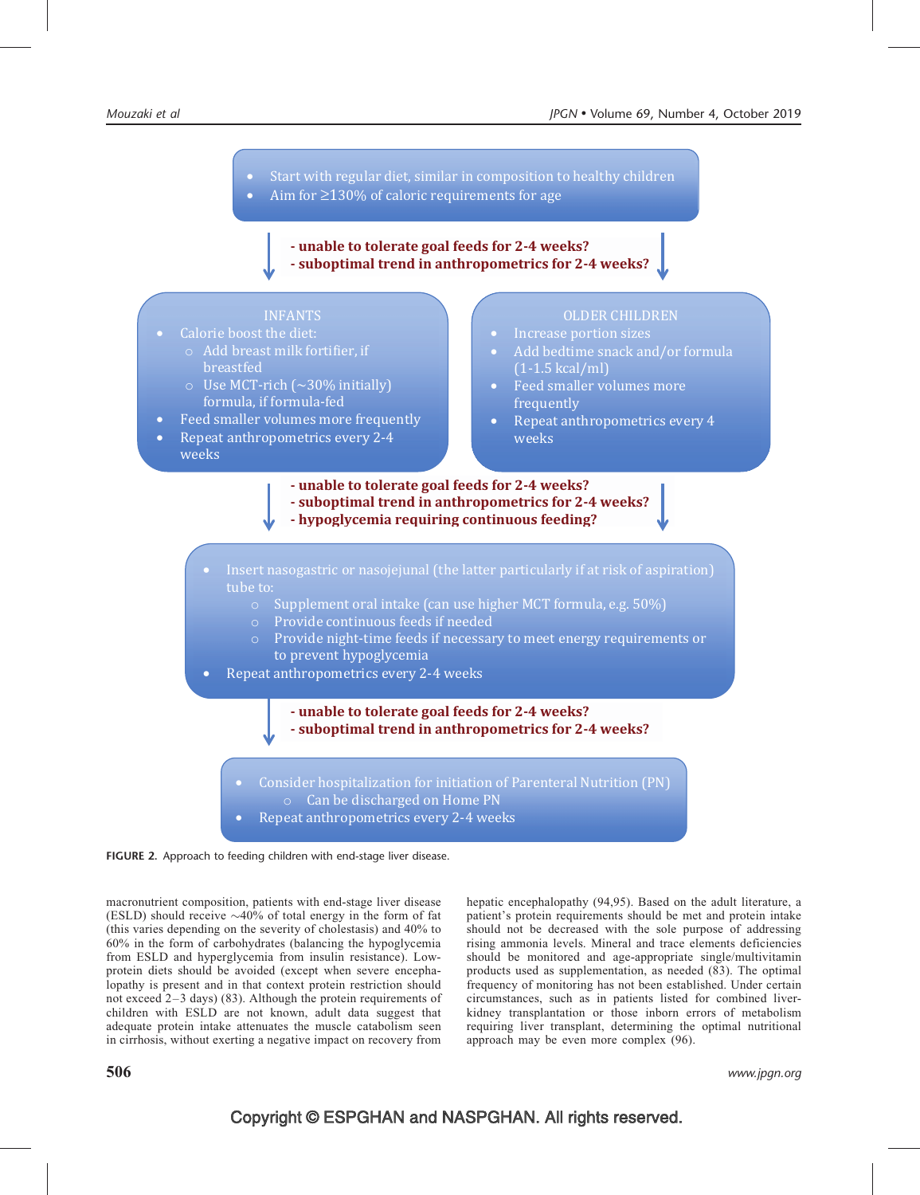- Start with regular diet, similar in composition to healthy children
- Aim for ≥130% of caloric requirements for age

**- unable to tolerate goal feeds for 2-4 weeks?**
**- suboptimal trend in anthropometrics for 2-4 weeks?**

INFANTS

- Calorie boost the diet:
  - Add breast milk fortifier, if breastfed
  - Use MCT-rich (~30% initially) formula, if formula-fed
- Feed smaller volumes more frequently
- Repeat anthropometrics every 2-4 weeks

OLDER CHILDREN

- Increase portion sizes
- Add bedtime snack and/or formula (1-1.5 kcal/ml)
- Feed smaller volumes more frequently
- Repeat anthropometrics every 4 weeks

**- unable to tolerate goal feeds for 2-4 weeks?**
**- suboptimal trend in anthropometrics for 2-4 weeks?**
**- hypoglycemia requiring continuous feeding?**

- Insert nasogastric or nasojejunal (the latter particularly if at risk of aspiration) tube to:
  - Supplement oral intake (can use higher MCT formula, e.g. 50%)
  - Provide continuous feeds if needed
  - Provide night-time feeds if necessary to meet energy requirements or to prevent hypoglycemia
- Repeat anthropometrics every 2-4 weeks

**- unable to tolerate goal feeds for 2-4 weeks?**
**- suboptimal trend in anthropometrics for 2-4 weeks?**

- Consider hospitalization for initiation of Parenteral Nutrition (PN)
  - Can be discharged on Home PN
- Repeat anthropometrics every 2-4 weeks

**FIGURE 2.** Approach to feeding children with end-stage liver disease.

macronutrient composition, patients with end-stage liver disease (ESLD) should receive ~40% of total energy in the form of fat (this varies depending on the severity of cholestasis) and 40% to 60% in the form of carbohydrates (balancing the hypoglycemia from ESLD and hyperglycemia from insulin resistance). Low-protein diets should be avoided (except when severe encephalopathy is present and in that context protein restriction should not exceed 2–3 days) (83). Although the protein requirements of children with ESLD are not known, adult data suggest that adequate protein intake attenuates the muscle catabolism seen in cirrhosis, without exerting a negative impact on recovery from hepatic encephalopathy (94,95). Based on the adult literature, a patient's protein requirements should be met and protein intake should not be decreased with the sole purpose of addressing rising ammonia levels. Mineral and trace elements deficiencies should be monitored and age-appropriate single/multivitamin products used as supplementation, as needed (83). The optimal frequency of monitoring has not been established. Under certain circumstances, such as in patients listed for combined liver-kidney transplantation or those inborn errors of metabolism requiring liver transplant, determining the optimal nutritional approach may be even more complex (96).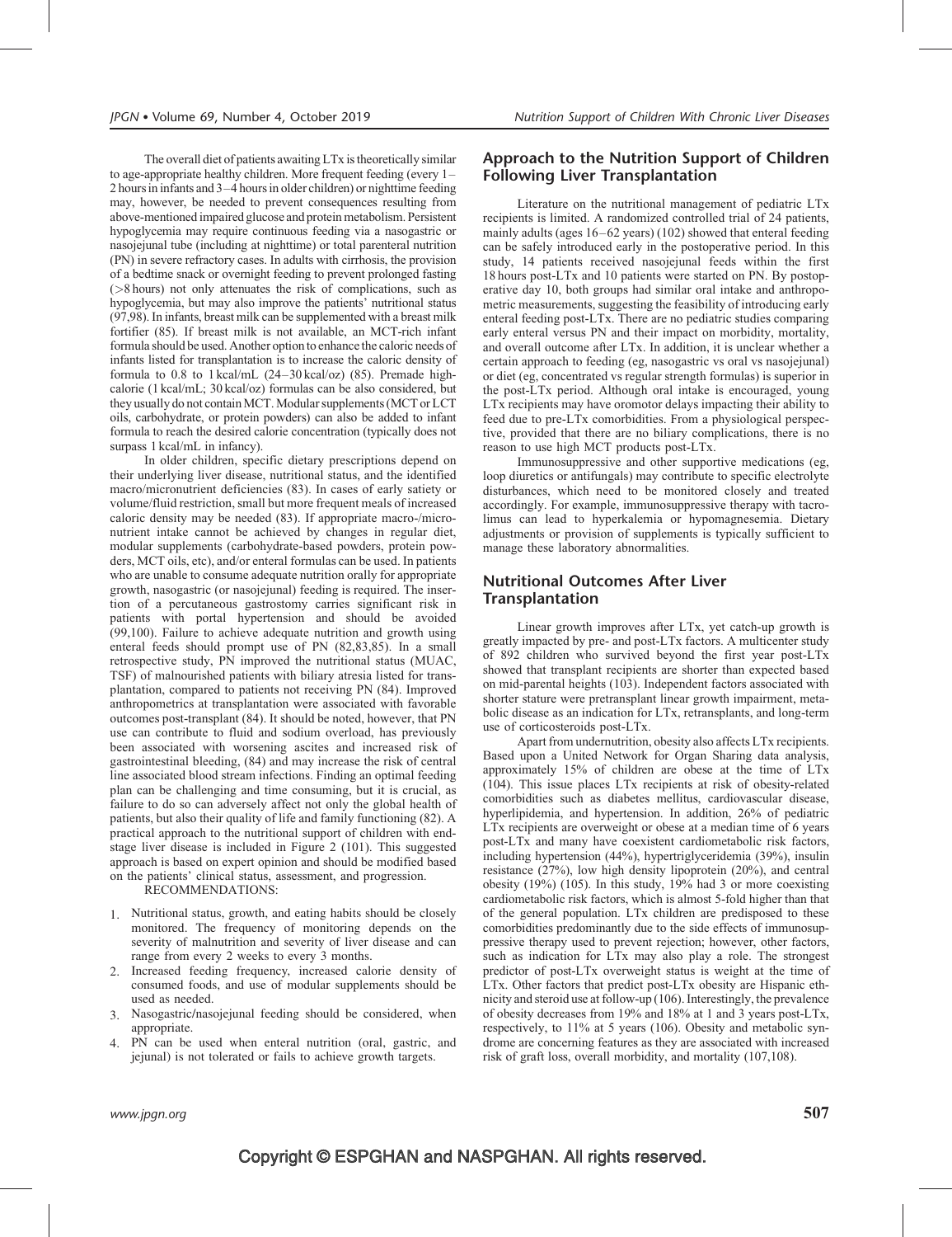The overall diet of patients awaiting LTx is theoretically similar to age-appropriate healthy children. More frequent feeding (every 1–2 hours in infants and 3–4 hours in older children) or nighttime feeding may, however, be needed to prevent consequences resulting from above-mentioned impaired glucose and protein metabolism. Persistent hypoglycemia may require continuous feeding via a nasogastric or nasojejunal tube (including at nighttime) or total parenteral nutrition (PN) in severe refractory cases. In adults with cirrhosis, the provision of a bedtime snack or overnight feeding to prevent prolonged fasting (>8 hours) not only attenuates the risk of complications, such as hypoglycemia, but may also improve the patients' nutritional status (97,98). In infants, breast milk can be supplemented with a breast milk fortifier (85). If breast milk is not available, an MCT-rich infant formula should be used. Another option to enhance the caloric needs of infants listed for transplantation is to increase the caloric density of formula to 0.8 to 1 kcal/mL (24–30 kcal/oz) (85). Premade high-calorie (1 kcal/mL; 30 kcal/oz) formulas can be also considered, but they usually do not contain MCT. Modular supplements (MCT or LCT oils, carbohydrate, or protein powders) can also be added to infant formula to reach the desired calorie concentration (typically does not surpass 1 kcal/mL in infancy).

In older children, specific dietary prescriptions depend on their underlying liver disease, nutritional status, and the identified macro/micronutrient deficiencies (83). In cases of early satiety or volume/fluid restriction, small but more frequent meals of increased caloric density may be needed (83). If appropriate macro-/micronutrient intake cannot be achieved by changes in regular diet, modular supplements (carbohydrate-based powders, protein powders, MCT oils, etc), and/or enteral formulas can be used. In patients who are unable to consume adequate nutrition orally for appropriate growth, nasogastric (or nasojejunal) feeding is required. The insertion of a percutaneous gastrostomy carries significant risk in patients with portal hypertension and should be avoided (99,100). Failure to achieve adequate nutrition and growth using enteral feeds should prompt use of PN (82,83,85). In a small retrospective study, PN improved the nutritional status (MUAC, TSF) of malnourished patients with biliary atresia listed for transplantation, compared to patients not receiving PN (84). Improved anthropometrics at transplantation were associated with favorable outcomes post-transplant (84). It should be noted, however, that PN use can contribute to fluid and sodium overload, has previously been associated with worsening ascites and increased risk of gastrointestinal bleeding, (84) and may increase the risk of central line associated blood stream infections. Finding an optimal feeding plan can be challenging and time consuming, but it is crucial, as failure to do so can adversely affect not only the global health of patients, but also their quality of life and family functioning (82). A practical approach to the nutritional support of children with end-stage liver disease is included in Figure 2 (101). This suggested approach is based on expert opinion and should be modified based on the patients' clinical status, assessment, and progression.

RECOMMENDATIONS:

1. Nutritional status, growth, and eating habits should be closely monitored. The frequency of monitoring depends on the severity of malnutrition and severity of liver disease and can range from every 2 weeks to every 3 months.
2. Increased feeding frequency, increased calorie density of consumed foods, and use of modular supplements should be used as needed.
3. Nasogastric/nasojejunal feeding should be considered, when appropriate.
4. PN can be used when enteral nutrition (oral, gastric, and jejunal) is not tolerated or fails to achieve growth targets.

## Approach to the Nutrition Support of Children Following Liver Transplantation

Literature on the nutritional management of pediatric LTx recipients is limited. A randomized controlled trial of 24 patients, mainly adults (ages 16–62 years) (102) showed that enteral feeding can be safely introduced early in the postoperative period. In this study, 14 patients received nasojejunal feeds within the first 18 hours post-LTx and 10 patients were started on PN. By postoperative day 10, both groups had similar oral intake and anthropometric measurements, suggesting the feasibility of introducing early enteral feeding post-LTx. There are no pediatric studies comparing early enteral versus PN and their impact on morbidity, mortality, and overall outcome after LTx. In addition, it is unclear whether a certain approach to feeding (eg, nasogastric vs oral vs nasojejunal) or diet (eg, concentrated vs regular strength formulas) is superior in the post-LTx period. Although oral intake is encouraged, young LTx recipients may have oromotor delays impacting their ability to feed due to pre-LTx comorbidities. From a physiological perspective, provided that there are no biliary complications, there is no reason to use high MCT products post-LTx.

Immunosuppressive and other supportive medications (eg, loop diuretics or antifungals) may contribute to specific electrolyte disturbances, which need to be monitored closely and treated accordingly. For example, immunosuppressive therapy with tacrolimus can lead to hyperkalemia or hypomagnesemia. Dietary adjustments or provision of supplements is typically sufficient to manage these laboratory abnormalities.

## Nutritional Outcomes After Liver Transplantation

Linear growth improves after LTx, yet catch-up growth is greatly impacted by pre- and post-LTx factors. A multicenter study of 892 children who survived beyond the first year post-LTx showed that transplant recipients are shorter than expected based on mid-parental heights (103). Independent factors associated with shorter stature were pretransplant linear growth impairment, metabolic disease as an indication for LTx, retransplants, and long-term use of corticosteroids post-LTx.

Apart from undernutrition, obesity also affects LTx recipients. Based upon a United Network for Organ Sharing data analysis, approximately 15% of children are obese at the time of LTx (104). This issue places LTx recipients at risk of obesity-related comorbidities such as diabetes mellitus, cardiovascular disease, hyperlipidemia, and hypertension. In addition, 26% of pediatric LTx recipients are overweight or obese at a median time of 6 years post-LTx and many have coexistent cardiometabolic risk factors, including hypertension (44%), hypertriglyceridemia (39%), insulin resistance (27%), low high density lipoprotein (20%), and central obesity (19%) (105). In this study, 19% had 3 or more coexisting cardiometabolic risk factors, which is almost 5-fold higher than that of the general population. LTx children are predisposed to these comorbidities predominantly due to the side effects of immunosuppressive therapy used to prevent rejection; however, other factors, such as indication for LTx may also play a role. The strongest predictor of post-LTx overweight status is weight at the time of LTx. Other factors that predict post-LTx obesity are Hispanic ethnicity and steroid use at follow-up (106). Interestingly, the prevalence of obesity decreases from 19% and 18% at 1 and 3 years post-LTx, respectively, to 11% at 5 years (106). Obesity and metabolic syndrome are concerning features as they are associated with increased risk of graft loss, overall morbidity, and mortality (107,108).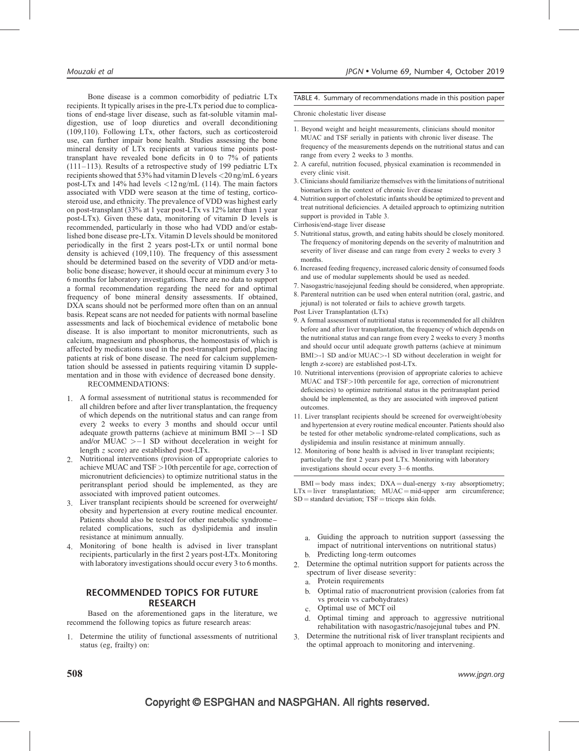Bone disease is a common comorbidity of pediatric LTx recipients. It typically arises in the pre-LTx period due to complications of end-stage liver disease, such as fat-soluble vitamin maldigestion, use of loop diuretics and overall deconditioning (109,110). Following LTx, other factors, such as corticosteroid use, can further impair bone health. Studies assessing the bone mineral density of LTx recipients at various time points post-transplant have revealed bone deficits in 0 to 7% of patients (111–113). Results of a retrospective study of 199 pediatric LTx recipients showed that 53% had vitamin D levels <20 ng/mL 6 years post-LTx and 14% had levels <12 ng/mL (114). The main factors associated with VDD were season at the time of testing, corticosteroid use, and ethnicity. The prevalence of VDD was highest early on post-transplant (33% at 1 year post-LTx vs 12% later than 1 year post-LTx). Given these data, monitoring of vitamin D levels is recommended, particularly in those who had VDD and/or established bone disease pre-LTx. Vitamin D levels should be monitored periodically in the first 2 years post-LTx or until normal bone density is achieved (109,110). The frequency of this assessment should be determined based on the severity of VDD and/or metabolic bone disease; however, it should occur at minimum every 3 to 6 months for laboratory investigations. There are no data to support a formal recommendation regarding the need for and optimal frequency of bone mineral density assessments. If obtained, DXA scans should not be performed more often than on an annual basis. Repeat scans are not needed for patients with normal baseline assessments and lack of biochemical evidence of metabolic bone disease. It is also important to monitor micronutrients, such as calcium, magnesium and phosphorus, the homeostasis of which is affected by medications used in the post-transplant period, placing patients at risk of bone disease. The need for calcium supplementation should be assessed in patients requiring vitamin D supplementation and in those with evidence of decreased bone density.

RECOMMENDATIONS:

1. A formal assessment of nutritional status is recommended for all children before and after liver transplantation, the frequency of which depends on the nutritional status and can range from every 2 weeks to every 3 months and should occur until adequate growth patterns (achieve at minimum BMI >−1 SD and/or MUAC >−1 SD without deceleration in weight for length *z* score) are established post-LTx.
2. Nutritional interventions (provision of appropriate calories to achieve MUAC and TSF >10th percentile for age, correction of micronutrient deficiencies) to optimize nutritional status in the peritransplant period should be implemented, as they are associated with improved patient outcomes.
3. Liver transplant recipients should be screened for overweight/obesity and hypertension at every routine medical encounter. Patients should also be tested for other metabolic syndrome–related complications, such as dyslipidemia and insulin resistance at minimum annually.
4. Monitoring of bone health is advised in liver transplant recipients, particularly in the first 2 years post-LTx. Monitoring with laboratory investigations should occur every 3 to 6 months.

## RECOMMENDED TOPICS FOR FUTURE RESEARCH

Based on the aforementioned gaps in the literature, we recommend the following topics as future research areas:

1. Determine the utility of functional assessments of nutritional status (eg, frailty) on:
   a. Guiding the approach to nutrition support (assessing the impact of nutritional interventions on nutritional status)
   b. Predicting long-term outcomes
2. Determine the optimal nutrition support for patients across the spectrum of liver disease severity:
   a. Protein requirements
   b. Optimal ratio of macronutrient provision (calories from fat vs protein vs carbohydrates)
   c. Optimal use of MCT oil
   d. Optimal timing and approach to aggressive nutritional rehabilitation with nasogastric/nasojejunal tubes and PN.
3. Determine the nutritional risk of liver transplant recipients and the optimal approach to monitoring and intervening.

TABLE 4. Summary of recommendations made in this position paper

| |
|---|
| **Chronic cholestatic liver disease** |
| 1. Beyond weight and height measurements, clinicians should monitor MUAC and TSF serially in patients with chronic liver disease. The frequency of the measurements depends on the nutritional status and can range from every 2 weeks to 3 months. |
| 2. A careful, nutrition focused, physical examination is recommended in every clinic visit. |
| 3. Clinicians should familiarize themselves with the limitations of nutritional biomarkers in the context of chronic liver disease |
| 4. Nutrition support of cholestatic infants should be optimized to prevent and treat nutritional deficiencies. A detailed approach to optimizing nutrition support is provided in Table 3. |
| **Cirrhosis/end-stage liver disease** |
| 5. Nutritional status, growth, and eating habits should be closely monitored. The frequency of monitoring depends on the severity of malnutrition and severity of liver disease and can range from every 2 weeks to every 3 months. |
| 6. Increased feeding frequency, increased caloric density of consumed foods and use of modular supplements should be used as needed. |
| 7. Nasogastric/nasojejunal feeding should be considered, when appropriate. |
| 8. Parenteral nutrition can be used when enteral nutrition (oral, gastric, and jejunal) is not tolerated or fails to achieve growth targets. |
| **Post Liver Transplantation (LTx)** |
| 9. A formal assessment of nutritional status is recommended for all children before and after liver transplantation, the frequency of which depends on the nutritional status and can range from every 2 weeks to every 3 months and should occur until adequate growth patterns (achieve at minimum BMI>-1 SD and/or MUAC>-1 SD without deceleration in weight for length z-score) are established post-LTx. |
| 10. Nutritional interventions (provision of appropriate calories to achieve MUAC and TSF>10th percentile for age, correction of micronutrient deficiencies) to optimize nutritional status in the peritransplant period should be implemented, as they are associated with improved patient outcomes. |
| 11. Liver transplant recipients should be screened for overweight/obesity and hypertension at every routine medical encounter. Patients should also be tested for other metabolic syndrome-related complications, such as dyslipidemia and insulin resistance at minimum annually. |
| 12. Monitoring of bone health is advised in liver transplant recipients; particularly the first 2 years post LTx. Monitoring with laboratory investigations should occur every 3–6 months. |

BMI = body mass index; DXA = dual-energy x-ray absorptiometry; LTx = liver transplantation; MUAC = mid-upper arm circumference; SD = standard deviation; TSF = triceps skin folds.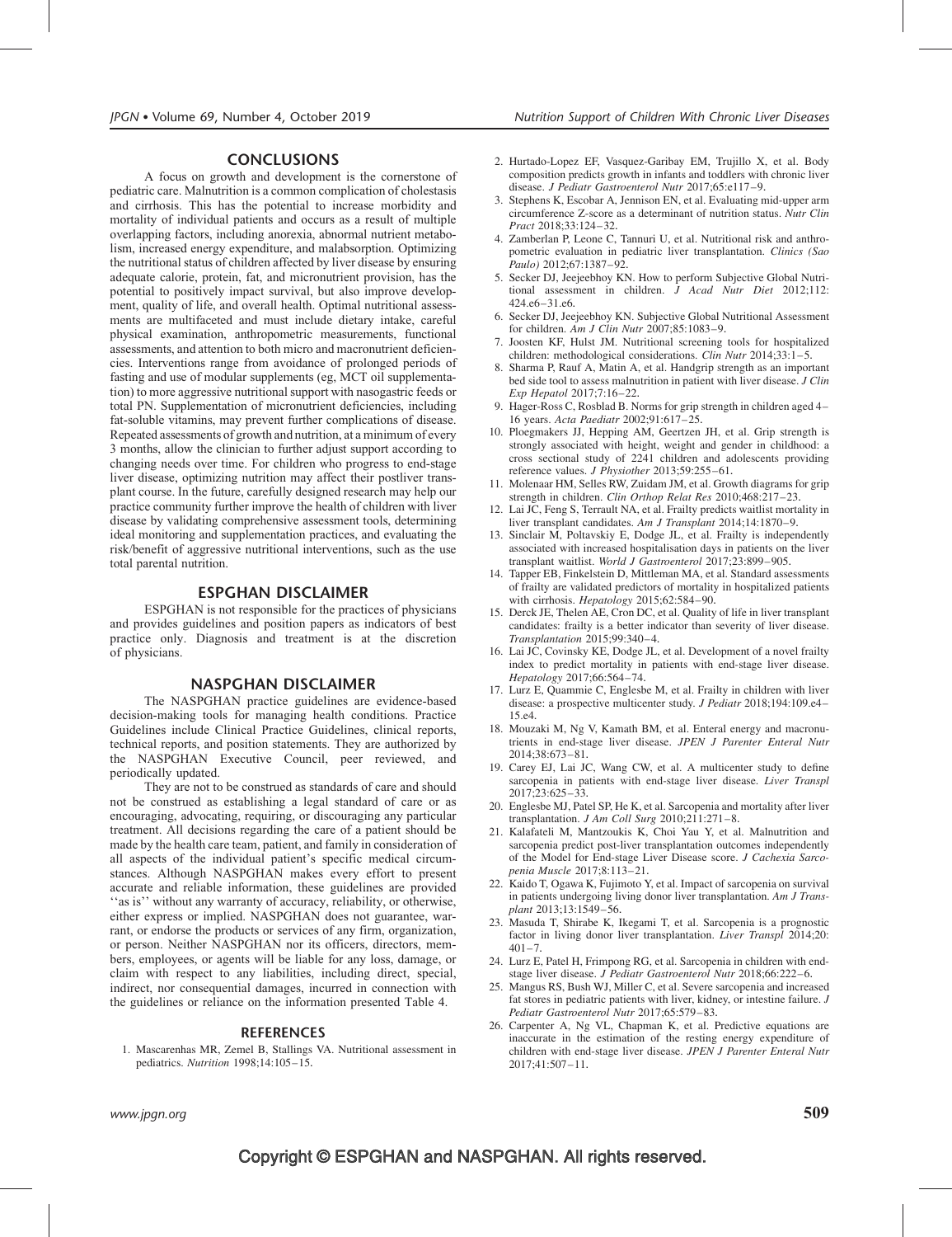## CONCLUSIONS

A focus on growth and development is the cornerstone of pediatric care. Malnutrition is a common complication of cholestasis and cirrhosis. This has the potential to increase morbidity and mortality of individual patients and occurs as a result of multiple overlapping factors, including anorexia, abnormal nutrient metabolism, increased energy expenditure, and malabsorption. Optimizing the nutritional status of children affected by liver disease by ensuring adequate calorie, protein, fat, and micronutrient provision, has the potential to positively impact survival, but also improve development, quality of life, and overall health. Optimal nutritional assessments are multifaceted and must include dietary intake, careful physical examination, anthropometric measurements, functional assessments, and attention to both micro and macronutrient deficiencies. Interventions range from avoidance of prolonged periods of fasting and use of modular supplements (eg, MCT oil supplementation) to more aggressive nutritional support with nasogastric feeds or total PN. Supplementation of micronutrient deficiencies, including fat-soluble vitamins, may prevent further complications of disease. Repeated assessments of growth and nutrition, at a minimum of every 3 months, allow the clinician to further adjust support according to changing needs over time. For children who progress to end-stage liver disease, optimizing nutrition may affect their postliver transplant course. In the future, carefully designed research may help our practice community further improve the health of children with liver disease by validating comprehensive assessment tools, determining ideal monitoring and supplementation practices, and evaluating the risk/benefit of aggressive nutritional interventions, such as the use total parental nutrition.

## ESPGHAN DISCLAIMER

ESPGHAN is not responsible for the practices of physicians and provides guidelines and position papers as indicators of best practice only. Diagnosis and treatment is at the discretion of physicians.

## NASPGHAN DISCLAIMER

The NASPGHAN practice guidelines are evidence-based decision-making tools for managing health conditions. Practice Guidelines include Clinical Practice Guidelines, clinical reports, technical reports, and position statements. They are authorized by the NASPGHAN Executive Council, peer reviewed, and periodically updated.

They are not to be construed as standards of care and should not be construed as establishing a legal standard of care or as encouraging, advocating, requiring, or discouraging any particular treatment. All decisions regarding the care of a patient should be made by the health care team, patient, and family in consideration of all aspects of the individual patient's specific medical circumstances. Although NASPGHAN makes every effort to present accurate and reliable information, these guidelines are provided ''as is'' without any warranty of accuracy, reliability, or otherwise, either express or implied. NASPGHAN does not guarantee, warrant, or endorse the products or services of any firm, organization, or person. Neither NASPGHAN nor its officers, directors, members, employees, or agents will be liable for any loss, damage, or claim with respect to any liabilities, including direct, special, indirect, nor consequential damages, incurred in connection with the guidelines or reliance on the information presented Table 4.

## REFERENCES

1. Mascarenhas MR, Zemel B, Stallings VA. Nutritional assessment in pediatrics. *Nutrition* 1998;14:105–15.
2. Hurtado-Lopez EF, Vasquez-Garibay EM, Trujillo X, et al. Body composition predicts growth in infants and toddlers with chronic liver disease. *J Pediatr Gastroenterol Nutr* 2017;65:e117–9.
3. Stephens K, Escobar A, Jennison EN, et al. Evaluating mid-upper arm circumference Z-score as a determinant of nutrition status. *Nutr Clin Pract* 2018;33:124–32.
4. Zamberlan P, Leone C, Tannuri U, et al. Nutritional risk and anthropometric evaluation in pediatric liver transplantation. *Clinics (Sao Paulo)* 2012;67:1387–92.
5. Secker DJ, Jeejeebhoy KN. How to perform Subjective Global Nutritional assessment in children. *J Acad Nutr Diet* 2012;112: 424.e6–31.e6.
6. Secker DJ, Jeejeebhoy KN. Subjective Global Nutritional Assessment for children. *Am J Clin Nutr* 2007;85:1083–9.
7. Joosten KF, Hulst JM. Nutritional screening tools for hospitalized children: methodological considerations. *Clin Nutr* 2014;33:1–5.
8. Sharma P, Rauf A, Matin A, et al. Handgrip strength as an important bed side tool to assess malnutrition in patient with liver disease. *J Clin Exp Hepatol* 2017;7:16–22.
9. Hager-Ross C, Rosblad B. Norms for grip strength in children aged 4–16 years. *Acta Paediatr* 2002;91:617–25.
10. Ploegmakers JJ, Hepping AM, Geertzen JH, et al. Grip strength is strongly associated with height, weight and gender in childhood: a cross sectional study of 2241 children and adolescents providing reference values. *J Physiother* 2013;59:255–61.
11. Molenaar HM, Selles RW, Zuidam JM, et al. Growth diagrams for grip strength in children. *Clin Orthop Relat Res* 2010;468:217–23.
12. Lai JC, Feng S, Terrault NA, et al. Frailty predicts waitlist mortality in liver transplant candidates. *Am J Transplant* 2014;14:1870–9.
13. Sinclair M, Poltavskiy E, Dodge JL, et al. Frailty is independently associated with increased hospitalisation days in patients on the liver transplant waitlist. *World J Gastroenterol* 2017;23:899–905.
14. Tapper EB, Finkelstein D, Mittleman MA, et al. Standard assessments of frailty are validated predictors of mortality in hospitalized patients with cirrhosis. *Hepatology* 2015;62:584–90.
15. Derck JE, Thelen AE, Cron DC, et al. Quality of life in liver transplant candidates: frailty is a better indicator than severity of liver disease. *Transplantation* 2015;99:340–4.
16. Lai JC, Covinsky KE, Dodge JL, et al. Development of a novel frailty index to predict mortality in patients with end-stage liver disease. *Hepatology* 2017;66:564–74.
17. Lurz E, Quammie C, Englesbe M, et al. Frailty in children with liver disease: a prospective multicenter study. *J Pediatr* 2018;194:109.e4–15.e4.
18. Mouzaki M, Ng V, Kamath BM, et al. Enteral energy and macronutrients in end-stage liver disease. *JPEN J Parenter Enteral Nutr* 2014;38:673–81.
19. Carey EJ, Lai JC, Wang CW, et al. A multicenter study to define sarcopenia in patients with end-stage liver disease. *Liver Transpl* 2017;23:625–33.
20. Englesbe MJ, Patel SP, He K, et al. Sarcopenia and mortality after liver transplantation. *J Am Coll Surg* 2010;211:271–8.
21. Kalafateli M, Mantzoukis K, Choi Yau Y, et al. Malnutrition and sarcopenia predict post-liver transplantation outcomes independently of the Model for End-stage Liver Disease score. *J Cachexia Sarcopenia Muscle* 2017;8:113–21.
22. Kaido T, Ogawa K, Fujimoto Y, et al. Impact of sarcopenia on survival in patients undergoing living donor liver transplantation. *Am J Transplant* 2013;13:1549–56.
23. Masuda T, Shirabe K, Ikegami T, et al. Sarcopenia is a prognostic factor in living donor liver transplantation. *Liver Transpl* 2014;20: 401–7.
24. Lurz E, Patel H, Frimpong RG, et al. Sarcopenia in children with end-stage liver disease. *J Pediatr Gastroenterol Nutr* 2018;66:222–6.
25. Mangus RS, Bush WJ, Miller C, et al. Severe sarcopenia and increased fat stores in pediatric patients with liver, kidney, or intestine failure. *J Pediatr Gastroenterol Nutr* 2017;65:579–83.
26. Carpenter A, Ng VL, Chapman K, et al. Predictive equations are inaccurate in the estimation of the resting energy expenditure of children with end-stage liver disease. *JPEN J Parenter Enteral Nutr* 2017;41:507–11.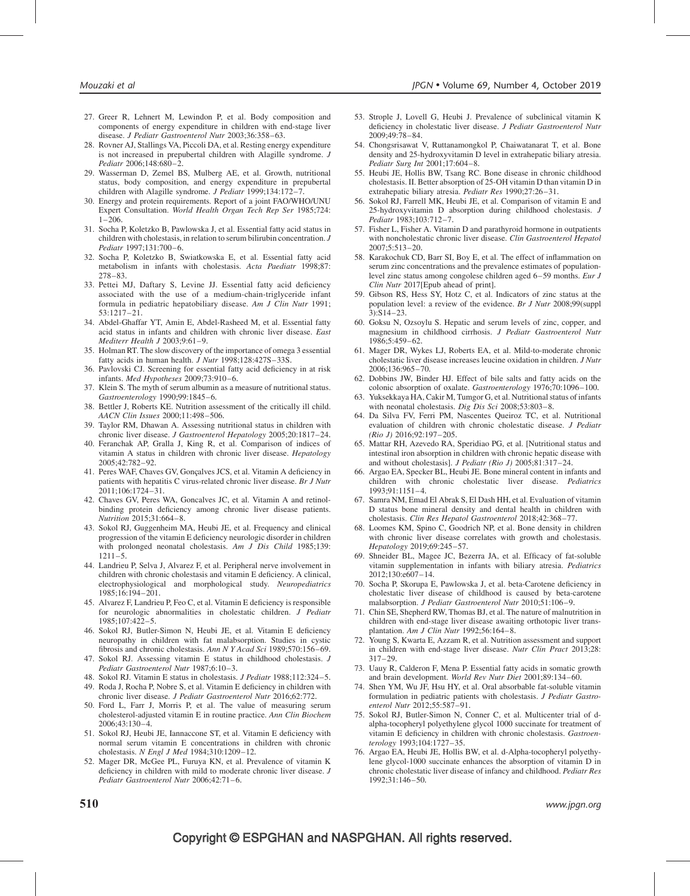27. Greer R, Lehnert M, Lewindon P, et al. Body composition and components of energy expenditure in children with end-stage liver disease. *J Pediatr Gastroenterol Nutr* 2003;36:358–63.
28. Rovner AJ, Stallings VA, Piccoli DA, et al. Resting energy expenditure is not increased in prepubertal children with Alagille syndrome. *J Pediatr* 2006;148:680–2.
29. Wasserman D, Zemel BS, Mulberg AE, et al. Growth, nutritional status, body composition, and energy expenditure in prepubertal children with Alagille syndrome. *J Pediatr* 1999;134:172–7.
30. Energy and protein requirements. Report of a joint FAO/WHO/UNU Expert Consultation. *World Health Organ Tech Rep Ser* 1985;724: 1–206.
31. Socha P, Koletzko B, Pawlowska J, et al. Essential fatty acid status in children with cholestasis, in relation to serum bilirubin concentration. *J Pediatr* 1997;131:700–6.
32. Socha P, Koletzko B, Swiatkowska E, et al. Essential fatty acid metabolism in infants with cholestasis. *Acta Paediatr* 1998;87: 278–83.
33. Pettei MJ, Daftary S, Levine JJ. Essential fatty acid deficiency associated with the use of a medium-chain-triglyceride infant formula in pediatric hepatobiliary disease. *Am J Clin Nutr* 1991; 53:1217–21.
34. Abdel-Ghaffar YT, Amin E, Abdel-Rasheed M, et al. Essential fatty acid status in infants and children with chronic liver disease. *East Mediterr Health J* 2003;9:61–9.
35. Holman RT. The slow discovery of the importance of omega 3 essential fatty acids in human health. *J Nutr* 1998;128:427S–33S.
36. Pavlovski CJ. Screening for essential fatty acid deficiency in at risk infants. *Med Hypotheses* 2009;73:910–6.
37. Klein S. The myth of serum albumin as a measure of nutritional status. *Gastroenterology* 1990;99:1845–6.
38. Bettler J, Roberts KE. Nutrition assessment of the critically ill child. *AACN Clin Issues* 2000;11:498–506.
39. Taylor RM, Dhawan A. Assessing nutritional status in children with chronic liver disease. *J Gastroenterol Hepatology* 2005;20:1817–24.
40. Feranchak AP, Gralla J, King R, et al. Comparison of indices of vitamin A status in children with chronic liver disease. *Hepatology* 2005;42:782–92.
41. Peres WAF, Chaves GV, Gonçalves JCS, et al. Vitamin A deficiency in patients with hepatitis C virus-related chronic liver disease. *Br J Nutr* 2011;106:1724–31.
42. Chaves GV, Peres WA, Goncalves JC, et al. Vitamin A and retinol-binding protein deficiency among chronic liver disease patients. *Nutrition* 2015;31:664–8.
43. Sokol RJ, Guggenheim MA, Heubi JE, et al. Frequency and clinical progression of the vitamin E deficiency neurologic disorder in children with prolonged neonatal cholestasis. *Am J Dis Child* 1985;139: 1211–5.
44. Landrieu P, Selva J, Alvarez F, et al. Peripheral nerve involvement in children with chronic cholestasis and vitamin E deficiency. A clinical, electrophysiological and morphological study. *Neuropediatrics* 1985;16:194–201.
45. Alvarez F, Landrieu P, Feo C, et al. Vitamin E deficiency is responsible for neurologic abnormalities in cholestatic children. *J Pediatr* 1985;107:422–5.
46. Sokol RJ, Butler-Simon N, Heubi JE, et al. Vitamin E deficiency neuropathy in children with fat malabsorption. Studies in cystic fibrosis and chronic cholestasis. *Ann N Y Acad Sci* 1989;570:156–69.
47. Sokol RJ. Assessing vitamin E status in childhood cholestasis. *J Pediatr Gastroenterol Nutr* 1987;6:10–3.
48. Sokol RJ. Vitamin E status in cholestasis. *J Pediatr* 1988;112:324–5.
49. Roda J, Rocha P, Nobre S, et al. Vitamin E deficiency in children with chronic liver disease. *J Pediatr Gastroenterol Nutr* 2016;62:772.
50. Ford L, Farr J, Morris P, et al. The value of measuring serum cholesterol-adjusted vitamin E in routine practice. *Ann Clin Biochem* 2006;43:130–4.
51. Sokol RJ, Heubi JE, Iannaccone ST, et al. Vitamin E deficiency with normal serum vitamin E concentrations in children with chronic cholestasis. *N Engl J Med* 1984;310:1209–12.
52. Mager DR, McGee PL, Furuya KN, et al. Prevalence of vitamin K deficiency in children with mild to moderate chronic liver disease. *J Pediatr Gastroenterol Nutr* 2006;42:71–6.
53. Strople J, Lovell G, Heubi J. Prevalence of subclinical vitamin K deficiency in cholestatic liver disease. *J Pediatr Gastroenterol Nutr* 2009;49:78–84.
54. Chongsrisawat V, Ruttanamongkol P, Chaiwatanarat T, et al. Bone density and 25-hydroxyvitamin D level in extrahepatic biliary atresia. *Pediatr Surg Int* 2001;17:604–8.
55. Heubi JE, Hollis BW, Tsang RC. Bone disease in chronic childhood cholestasis. II. Better absorption of 25-OH vitamin D than vitamin D in extrahepatic biliary atresia. *Pediatr Res* 1990;27:26–31.
56. Sokol RJ, Farrell MK, Heubi JE, et al. Comparison of vitamin E and 25-hydroxyvitamin D absorption during childhood cholestasis. *J Pediatr* 1983;103:712–7.
57. Fisher L, Fisher A. Vitamin D and parathyroid hormone in outpatients with noncholestatic chronic liver disease. *Clin Gastroenterol Hepatol* 2007;5:513–20.
58. Karakochuk CD, Barr SI, Boy E, et al. The effect of inflammation on serum zinc concentrations and the prevalence estimates of population-level zinc status among congolese children aged 6–59 months. *Eur J Clin Nutr* 2017[Epub ahead of print].
59. Gibson RS, Hess SY, Hotz C, et al. Indicators of zinc status at the population level: a review of the evidence. *Br J Nutr* 2008;99(suppl 3):S14–23.
60. Goksu N, Ozsoylu S. Hepatic and serum levels of zinc, copper, and magnesium in childhood cirrhosis. *J Pediatr Gastroenterol Nutr* 1986;5:459–62.
61. Mager DR, Wykes LJ, Roberts EA, et al. Mild-to-moderate chronic cholestatic liver disease increases leucine oxidation in children. *J Nutr* 2006;136:965–70.
62. Dobbins JW, Binder HJ. Effect of bile salts and fatty acids on the colonic absorption of oxalate. *Gastroenterology* 1976;70:1096–100.
63. Yuksekkaya HA, Cakir M, Tumgor G, et al. Nutritional status of infants with neonatal cholestasis. *Dig Dis Sci* 2008;53:803–8.
64. Da Silva FV, Ferri PM, Nascentes Queiroz TC, et al. Nutritional evaluation of children with chronic cholestatic disease. *J Pediatr (Rio J)* 2016;92:197–205.
65. Mattar RH, Azevedo RA, Speridiao PG, et al. [Nutritional status and intestinal iron absorption in children with chronic hepatic disease with and without cholestasis]. *J Pediatr (Rio J)* 2005;81:317–24.
66. Argao EA, Specker BL, Heubi JE. Bone mineral content in infants and children with chronic cholestatic liver disease. *Pediatrics* 1993;91:1151–4.
67. Samra NM, Emad El Abrak S, El Dash HH, et al. Evaluation of vitamin D status bone mineral density and dental health in children with cholestasis. *Clin Res Hepatol Gastroenterol* 2018;42:368–77.
68. Loomes KM, Spino C, Goodrich NP, et al. Bone density in children with chronic liver disease correlates with growth and cholestasis. *Hepatology* 2019;69:245–57.
69. Shneider BL, Magee JC, Bezerra JA, et al. Efficacy of fat-soluble vitamin supplementation in infants with biliary atresia. *Pediatrics* 2012;130:e607–14.
70. Socha P, Skorupa E, Pawlowska J, et al. beta-Carotene deficiency in cholestatic liver disease of childhood is caused by beta-carotene malabsorption. *J Pediatr Gastroenterol Nutr* 2010;51:106–9.
71. Chin SE, Shepherd RW, Thomas BJ, et al. The nature of malnutrition in children with end-stage liver disease awaiting orthotopic liver transplantation. *Am J Clin Nutr* 1992;56:164–8.
72. Young S, Kwarta E, Azzam R, et al. Nutrition assessment and support in children with end-stage liver disease. *Nutr Clin Pract* 2013;28: 317–29.
73. Uauy R, Calderon F, Mena P. Essential fatty acids in somatic growth and brain development. *World Rev Nutr Diet* 2001;89:134–60.
74. Shen YM, Wu JF, Hsu HY, et al. Oral absorbable fat-soluble vitamin formulation in pediatric patients with cholestasis. *J Pediatr Gastroenterol Nutr* 2012;55:587–91.
75. Sokol RJ, Butler-Simon N, Conner C, et al. Multicenter trial of d-alpha-tocopheryl polyethylene glycol 1000 succinate for treatment of vitamin E deficiency in children with chronic cholestasis. *Gastroenterology* 1993;104:1727–35.
76. Argao EA, Heubi JE, Hollis BW, et al. d-Alpha-tocopheryl polyethylene glycol-1000 succinate enhances the absorption of vitamin D in chronic cholestatic liver disease of infancy and childhood. *Pediatr Res* 1992;31:146–50.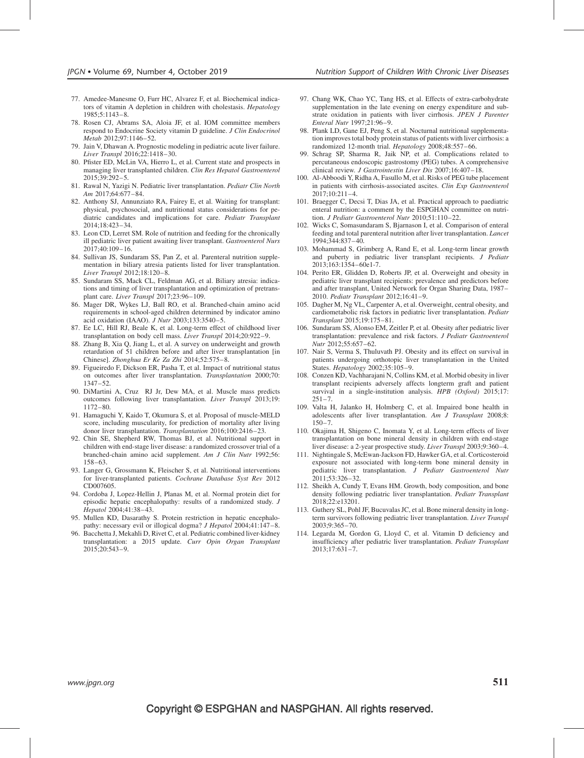77. Amedee-Manesme O, Furr HC, Alvarez F, et al. Biochemical indicators of vitamin A depletion in children with cholestasis. *Hepatology* 1985;5:1143–8.
78. Rosen CJ, Abrams SA, Aloia JF, et al. IOM committee members respond to Endocrine Society vitamin D guideline. *J Clin Endocrinol Metab* 2012;97:1146–52.
79. Jain V, Dhawan A. Prognostic modeling in pediatric acute liver failure. *Liver Transpl* 2016;22:1418–30.
80. Pfister ED, McLin VA, Hierro L, et al. Current state and prospects in managing liver transplanted children. *Clin Res Hepatol Gastroenterol* 2015;39:292–5.
81. Rawal N, Yazigi N. Pediatric liver transplantation. *Pediatr Clin North Am* 2017;64:677–84.
82. Anthony SJ, Annunziato RA, Fairey E, et al. Waiting for transplant: physical, psychosocial, and nutritional status considerations for pediatric candidates and implications for care. *Pediatr Transplant* 2014;18:423–34.
83. Leon CD, Lerret SM. Role of nutrition and feeding for the chronically ill pediatric liver patient awaiting liver transplant. *Gastroenterol Nurs* 2017;40:109–16.
84. Sullivan JS, Sundaram SS, Pan Z, et al. Parenteral nutrition supplementation in biliary atresia patients listed for liver transplantation. *Liver Transpl* 2012;18:120–8.
85. Sundaram SS, Mack CL, Feldman AG, et al. Biliary atresia: indications and timing of liver transplantation and optimization of pretransplant care. *Liver Transpl* 2017;23:96–109.
86. Mager DR, Wykes LJ, Ball RO, et al. Branched-chain amino acid requirements in school-aged children determined by indicator amino acid oxidation (IAAO). *J Nutr* 2003;133:3540–5.
87. Ee LC, Hill RJ, Beale K, et al. Long-term effect of childhood liver transplantation on body cell mass. *Liver Transpl* 2014;20:922–9.
88. Zhang B, Xia Q, Jiang L, et al. A survey on underweight and growth retardation of 51 children before and after liver transplantation [in Chinese]. *Zhonghua Er Ke Za Zhi* 2014;52:575–8.
89. Figueiredo F, Dickson ER, Pasha T, et al. Impact of nutritional status on outcomes after liver transplantation. *Transplantation* 2000;70: 1347–52.
90. DiMartini A, Cruz RJ Jr, Dew MA, et al. Muscle mass predicts outcomes following liver transplantation. *Liver Transpl* 2013;19: 1172–80.
91. Hamaguchi Y, Kaido T, Okumura S, et al. Proposal of muscle-MELD score, including muscularity, for prediction of mortality after living donor liver transplantation. *Transplantation* 2016;100:2416–23.
92. Chin SE, Shepherd RW, Thomas BJ, et al. Nutritional support in children with end-stage liver disease: a randomized crossover trial of a branched-chain amino acid supplement. *Am J Clin Nutr* 1992;56: 158–63.
93. Langer G, Grossmann K, Fleischer S, et al. Nutritional interventions for liver-transplanted patients. *Cochrane Database Syst Rev* 2012 CD007605.
94. Cordoba J, Lopez-Hellin J, Planas M, et al. Normal protein diet for episodic hepatic encephalopathy: results of a randomized study. *J Hepatol* 2004;41:38–43.
95. Mullen KD, Dasarathy S. Protein restriction in hepatic encephalopathy: necessary evil or illogical dogma? *J Hepatol* 2004;41:147–8.
96. Bacchetta J, Mekahli D, Rivet C, et al. Pediatric combined liver-kidney transplantation: a 2015 update. *Curr Opin Organ Transplant* 2015;20:543–9.
97. Chang WK, Chao YC, Tang HS, et al. Effects of extra-carbohydrate supplementation in the late evening on energy expenditure and substrate oxidation in patients with liver cirrhosis. *JPEN J Parenter Enteral Nutr* 1997;21:96–9.
98. Plank LD, Gane EJ, Peng S, et al. Nocturnal nutritional supplementation improves total body protein status of patients with liver cirrhosis: a randomized 12-month trial. *Hepatology* 2008;48:557–66.
99. Schrag SP, Sharma R, Jaik NP, et al. Complications related to percutaneous endoscopic gastrostomy (PEG) tubes. A comprehensive clinical review. *J Gastrointestin Liver Dis* 2007;16:407–18.
100. Al-Abboodi Y, Ridha A, Fasullo M, et al. Risks of PEG tube placement in patients with cirrhosis-associated ascites. *Clin Exp Gastroenterol* 2017;10:211–4.
101. Braegger C, Decsi T, Dias JA, et al. Practical approach to paediatric enteral nutrition: a comment by the ESPGHAN committee on nutrition. *J Pediatr Gastroenterol Nutr* 2010;51:110–22.
102. Wicks C, Somasundaram S, Bjarnason I, et al. Comparison of enteral feeding and total parenteral nutrition after liver transplantation. *Lancet* 1994;344:837–40.
103. Mohammad S, Grimberg A, Rand E, et al. Long-term linear growth and puberty in pediatric liver transplant recipients. *J Pediatr* 2013;163:1354–60e1-7.
104. Perito ER, Glidden D, Roberts JP, et al. Overweight and obesity in pediatric liver transplant recipients: prevalence and predictors before and after transplant, United Network for Organ Sharing Data, 1987–2010. *Pediatr Transplant* 2012;16:41–9.
105. Dagher M, Ng VL, Carpenter A, et al. Overweight, central obesity, and cardiometabolic risk factors in pediatric liver transplantation. *Pediatr Transplant* 2015;19:175–81.
106. Sundaram SS, Alonso EM, Zeitler P, et al. Obesity after pediatric liver transplantation: prevalence and risk factors. *J Pediatr Gastroenterol Nutr* 2012;55:657–62.
107. Nair S, Verma S, Thuluvath PJ. Obesity and its effect on survival in patients undergoing orthotopic liver transplantation in the United States. *Hepatology* 2002;35:105–9.
108. Conzen KD, Vachharajani N, Collins KM, et al. Morbid obesity in liver transplant recipients adversely affects longterm graft and patient survival in a single-institution analysis. *HPB (Oxford)* 2015;17: 251–7.
109. Valta H, Jalanko H, Holmberg C, et al. Impaired bone health in adolescents after liver transplantation. *Am J Transplant* 2008;8: 150–7.
110. Okajima H, Shigeno C, Inomata Y, et al. Long-term effects of liver transplantation on bone mineral density in children with end-stage liver disease: a 2-year prospective study. *Liver Transpl* 2003;9:360–4.
111. Nightingale S, McEwan-Jackson FD, Hawker GA, et al. Corticosteroid exposure not associated with long-term bone mineral density in pediatric liver transplantation. *J Pediatr Gastroenterol Nutr* 2011;53:326–32.
112. Sheikh A, Cundy T, Evans HM. Growth, body composition, and bone density following pediatric liver transplantation. *Pediatr Transplant* 2018;22:e13201.
113. Guthery SL, Pohl JF, Bucuvalas JC, et al. Bone mineral density in long-term survivors following pediatric liver transplantation. *Liver Transpl* 2003;9:365–70.
114. Legarda M, Gordon G, Lloyd C, et al. Vitamin D deficiency and insufficiency after pediatric liver transplantation. *Pediatr Transplant* 2013;17:631–7.